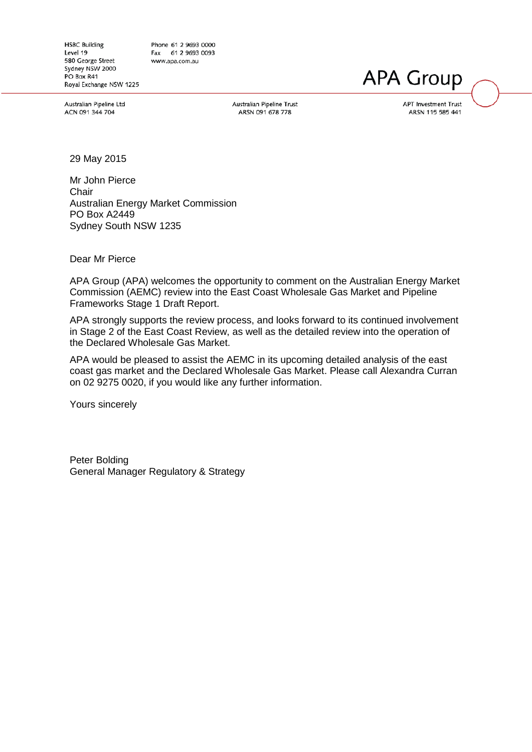HSBC Building
Level 19
580 George Street
Sydney NSW 2000
PO Box R41
Royal Exchange NSW 1225

Phone 61 2 9693 0000
Fax 61 2 9693 0093
www.apa.com.au

# APA Group

Australian Pipeline Ltd
ACN 091 344 704

Australian Pipeline Trust
ARSN 091 678 778

APT Investment Trust
ARSN 115 585 441

29 May 2015

Mr John Pierce
Chair
Australian Energy Market Commission
PO Box A2449
Sydney South NSW 1235

Dear Mr Pierce

APA Group (APA) welcomes the opportunity to comment on the Australian Energy Market Commission (AEMC) review into the East Coast Wholesale Gas Market and Pipeline Frameworks Stage 1 Draft Report.

APA strongly supports the review process, and looks forward to its continued involvement in Stage 2 of the East Coast Review, as well as the detailed review into the operation of the Declared Wholesale Gas Market.

APA would be pleased to assist the AEMC in its upcoming detailed analysis of the east coast gas market and the Declared Wholesale Gas Market. Please call Alexandra Curran on 02 9275 0020, if you would like any further information.

Yours sincerely

Peter Bolding
General Manager Regulatory & Strategy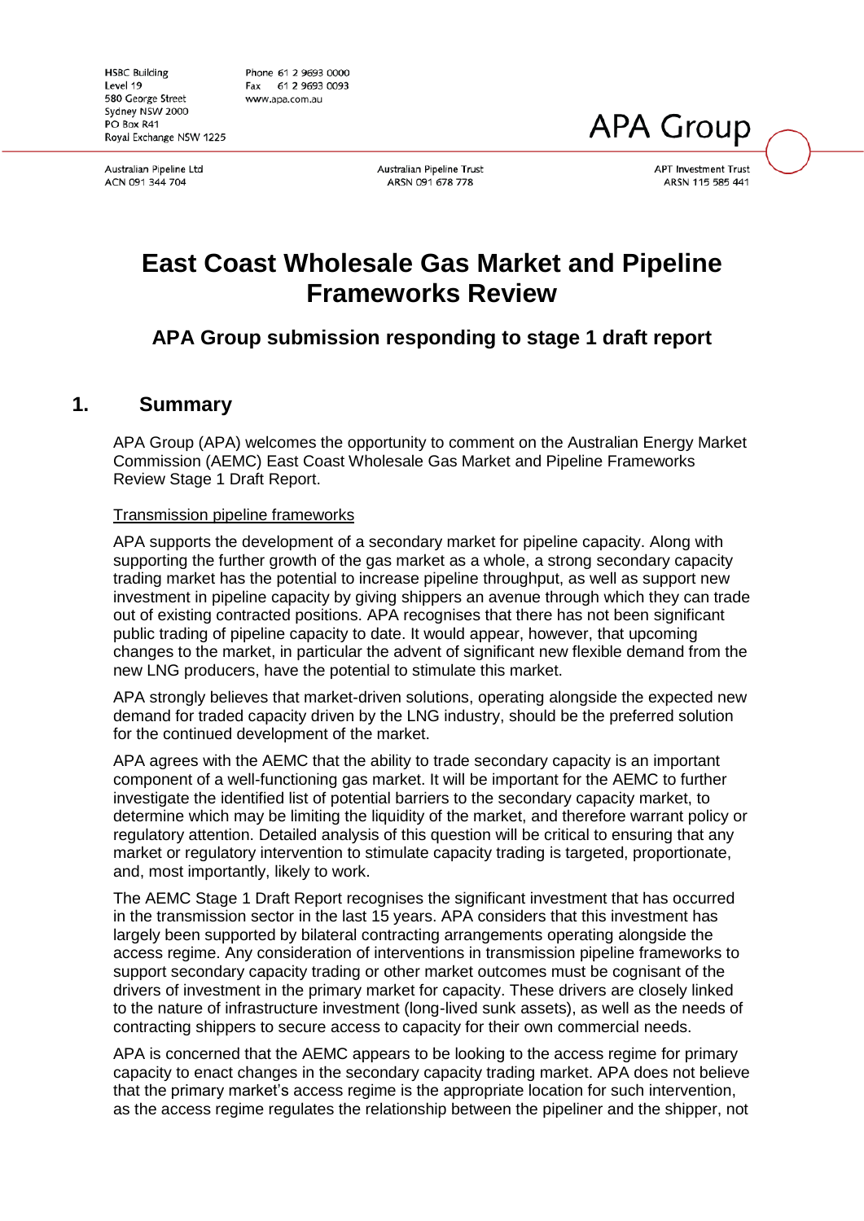HSBC Building
Level 19
580 George Street
Sydney NSW 2000
PO Box R41
Royal Exchange NSW 1225

Phone 61 2 9693 0000
Fax 61 2 9693 0093
www.apa.com.au

APA Group

Australian Pipeline Ltd
ACN 091 344 704

Australian Pipeline Trust
ARSN 091 678 778

APT Investment Trust
ARSN 115 585 441

# East Coast Wholesale Gas Market and Pipeline Frameworks Review

### APA Group submission responding to stage 1 draft report

## 1. Summary

APA Group (APA) welcomes the opportunity to comment on the Australian Energy Market Commission (AEMC) East Coast Wholesale Gas Market and Pipeline Frameworks Review Stage 1 Draft Report.

Transmission pipeline frameworks

APA supports the development of a secondary market for pipeline capacity. Along with supporting the further growth of the gas market as a whole, a strong secondary capacity trading market has the potential to increase pipeline throughput, as well as support new investment in pipeline capacity by giving shippers an avenue through which they can trade out of existing contracted positions. APA recognises that there has not been significant public trading of pipeline capacity to date. It would appear, however, that upcoming changes to the market, in particular the advent of significant new flexible demand from the new LNG producers, have the potential to stimulate this market.

APA strongly believes that market-driven solutions, operating alongside the expected new demand for traded capacity driven by the LNG industry, should be the preferred solution for the continued development of the market.

APA agrees with the AEMC that the ability to trade secondary capacity is an important component of a well-functioning gas market. It will be important for the AEMC to further investigate the identified list of potential barriers to the secondary capacity market, to determine which may be limiting the liquidity of the market, and therefore warrant policy or regulatory attention. Detailed analysis of this question will be critical to ensuring that any market or regulatory intervention to stimulate capacity trading is targeted, proportionate, and, most importantly, likely to work.

The AEMC Stage 1 Draft Report recognises the significant investment that has occurred in the transmission sector in the last 15 years. APA considers that this investment has largely been supported by bilateral contracting arrangements operating alongside the access regime. Any consideration of interventions in transmission pipeline frameworks to support secondary capacity trading or other market outcomes must be cognisant of the drivers of investment in the primary market for capacity. These drivers are closely linked to the nature of infrastructure investment (long-lived sunk assets), as well as the needs of contracting shippers to secure access to capacity for their own commercial needs.

APA is concerned that the AEMC appears to be looking to the access regime for primary capacity to enact changes in the secondary capacity trading market. APA does not believe that the primary market's access regime is the appropriate location for such intervention, as the access regime regulates the relationship between the pipeliner and the shipper, not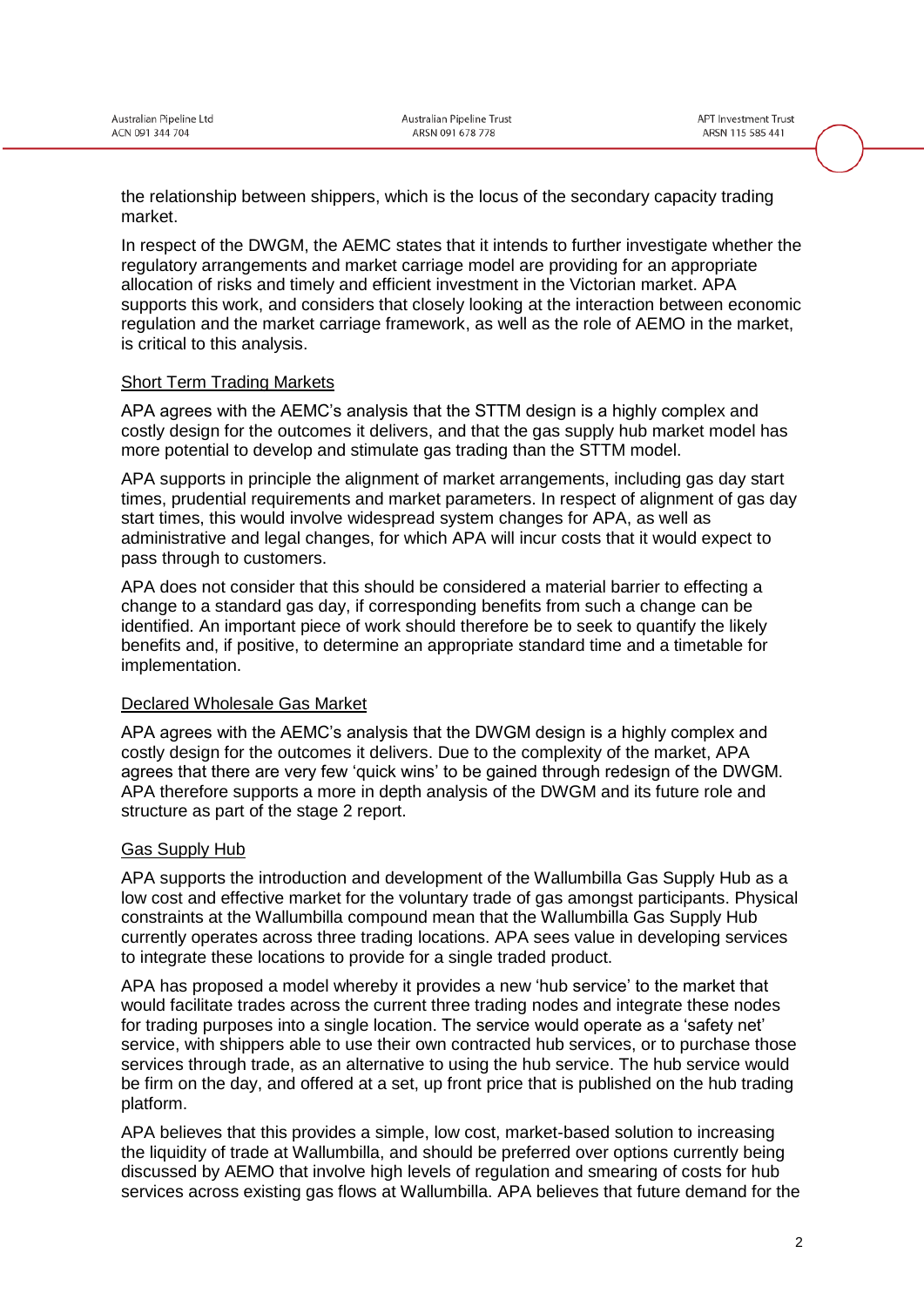the relationship between shippers, which is the locus of the secondary capacity trading market.

In respect of the DWGM, the AEMC states that it intends to further investigate whether the regulatory arrangements and market carriage model are providing for an appropriate allocation of risks and timely and efficient investment in the Victorian market. APA supports this work, and considers that closely looking at the interaction between economic regulation and the market carriage framework, as well as the role of AEMO in the market, is critical to this analysis.

### Short Term Trading Markets

APA agrees with the AEMC's analysis that the STTM design is a highly complex and costly design for the outcomes it delivers, and that the gas supply hub market model has more potential to develop and stimulate gas trading than the STTM model.

APA supports in principle the alignment of market arrangements, including gas day start times, prudential requirements and market parameters. In respect of alignment of gas day start times, this would involve widespread system changes for APA, as well as administrative and legal changes, for which APA will incur costs that it would expect to pass through to customers.

APA does not consider that this should be considered a material barrier to effecting a change to a standard gas day, if corresponding benefits from such a change can be identified. An important piece of work should therefore be to seek to quantify the likely benefits and, if positive, to determine an appropriate standard time and a timetable for implementation.

### Declared Wholesale Gas Market

APA agrees with the AEMC's analysis that the DWGM design is a highly complex and costly design for the outcomes it delivers. Due to the complexity of the market, APA agrees that there are very few 'quick wins' to be gained through redesign of the DWGM. APA therefore supports a more in depth analysis of the DWGM and its future role and structure as part of the stage 2 report.

### Gas Supply Hub

APA supports the introduction and development of the Wallumbilla Gas Supply Hub as a low cost and effective market for the voluntary trade of gas amongst participants. Physical constraints at the Wallumbilla compound mean that the Wallumbilla Gas Supply Hub currently operates across three trading locations. APA sees value in developing services to integrate these locations to provide for a single traded product.

APA has proposed a model whereby it provides a new 'hub service' to the market that would facilitate trades across the current three trading nodes and integrate these nodes for trading purposes into a single location. The service would operate as a 'safety net' service, with shippers able to use their own contracted hub services, or to purchase those services through trade, as an alternative to using the hub service. The hub service would be firm on the day, and offered at a set, up front price that is published on the hub trading platform.

APA believes that this provides a simple, low cost, market-based solution to increasing the liquidity of trade at Wallumbilla, and should be preferred over options currently being discussed by AEMO that involve high levels of regulation and smearing of costs for hub services across existing gas flows at Wallumbilla. APA believes that future demand for the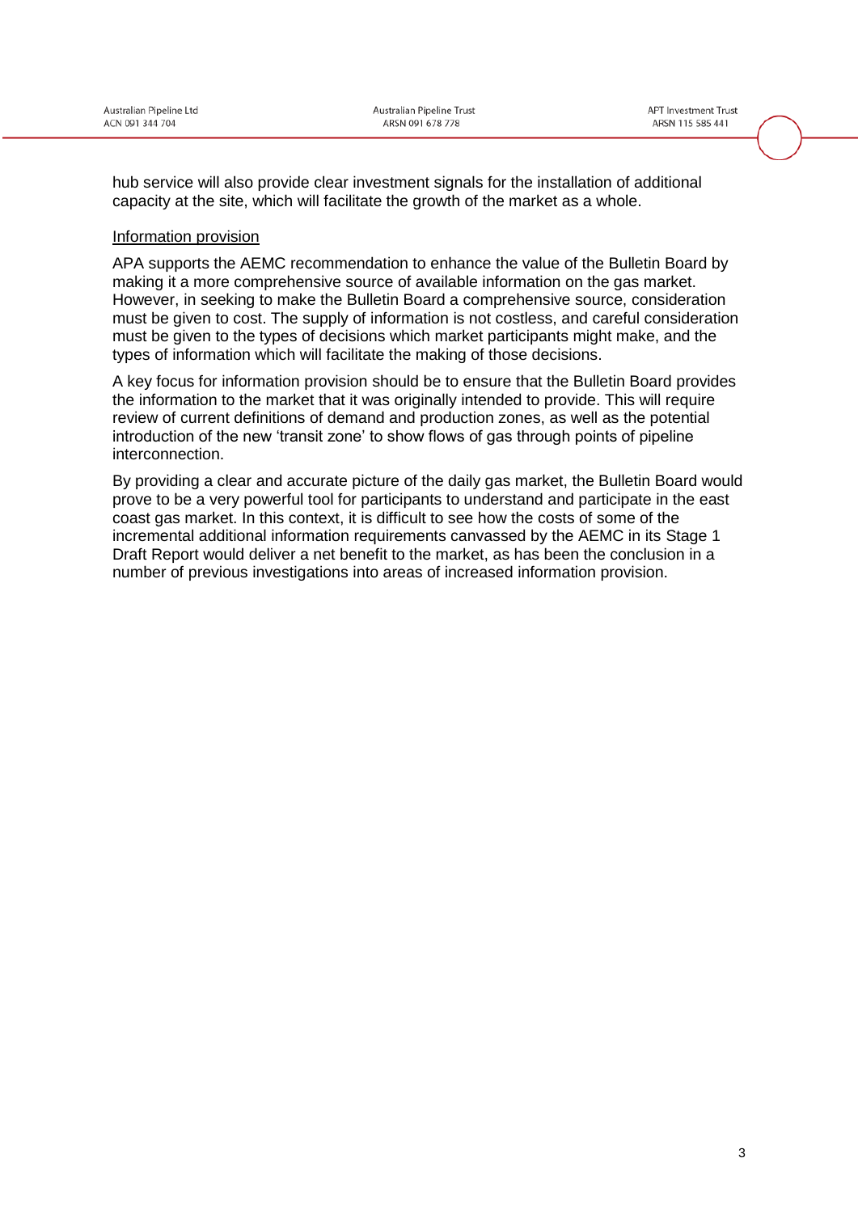hub service will also provide clear investment signals for the installation of additional capacity at the site, which will facilitate the growth of the market as a whole.

Information provision

APA supports the AEMC recommendation to enhance the value of the Bulletin Board by making it a more comprehensive source of available information on the gas market. However, in seeking to make the Bulletin Board a comprehensive source, consideration must be given to cost. The supply of information is not costless, and careful consideration must be given to the types of decisions which market participants might make, and the types of information which will facilitate the making of those decisions.

A key focus for information provision should be to ensure that the Bulletin Board provides the information to the market that it was originally intended to provide. This will require review of current definitions of demand and production zones, as well as the potential introduction of the new 'transit zone' to show flows of gas through points of pipeline interconnection.

By providing a clear and accurate picture of the daily gas market, the Bulletin Board would prove to be a very powerful tool for participants to understand and participate in the east coast gas market. In this context, it is difficult to see how the costs of some of the incremental additional information requirements canvassed by the AEMC in its Stage 1 Draft Report would deliver a net benefit to the market, as has been the conclusion in a number of previous investigations into areas of increased information provision.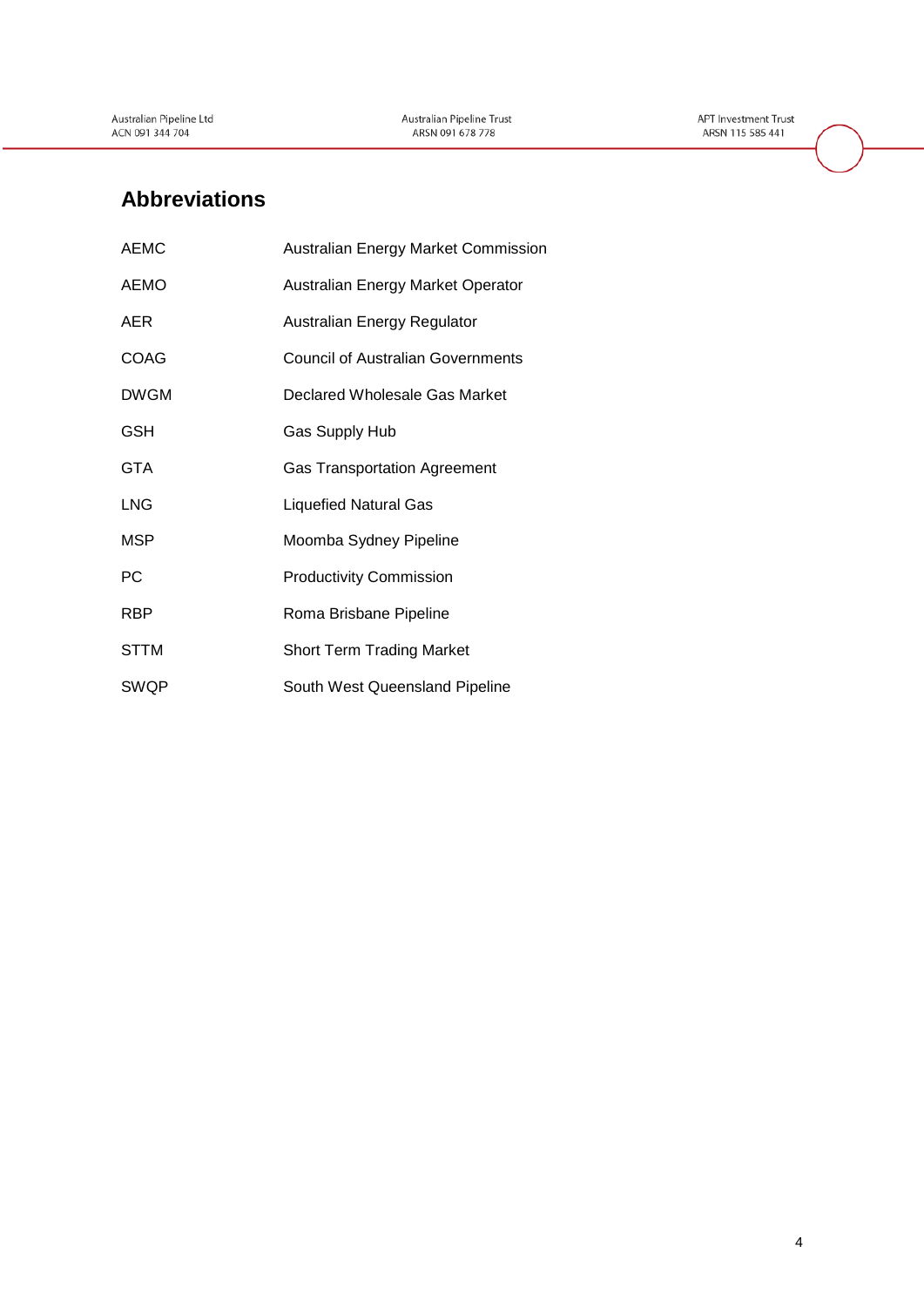## Abbreviations

| | |
|---|---|
| AEMC | Australian Energy Market Commission |
| AEMO | Australian Energy Market Operator |
| AER | Australian Energy Regulator |
| COAG | Council of Australian Governments |
| DWGM | Declared Wholesale Gas Market |
| GSH | Gas Supply Hub |
| GTA | Gas Transportation Agreement |
| LNG | Liquefied Natural Gas |
| MSP | Moomba Sydney Pipeline |
| PC | Productivity Commission |
| RBP | Roma Brisbane Pipeline |
| STTM | Short Term Trading Market |
| SWQP | South West Queensland Pipeline |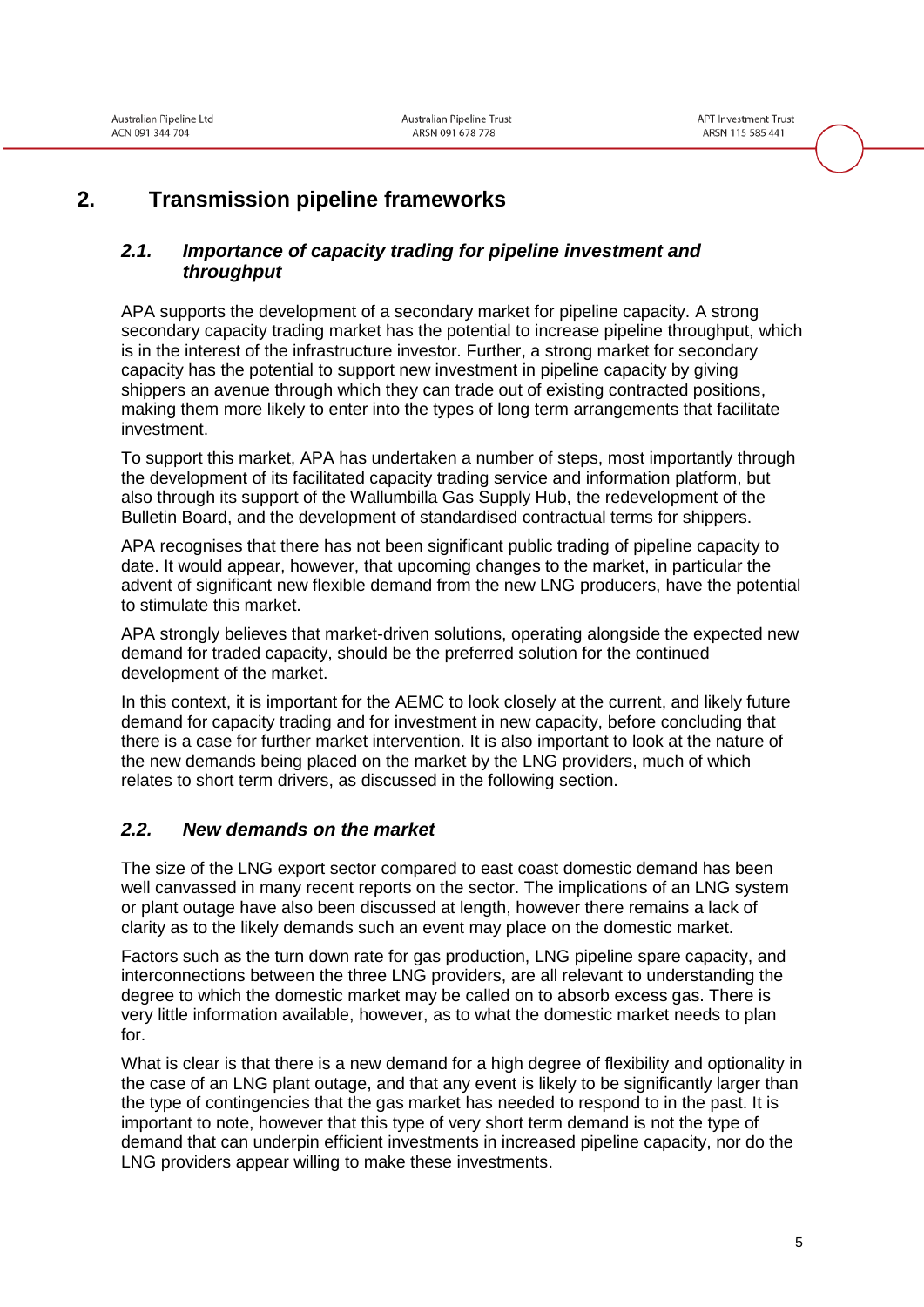## 2. Transmission pipeline frameworks

### *2.1. Importance of capacity trading for pipeline investment and throughput*

APA supports the development of a secondary market for pipeline capacity. A strong secondary capacity trading market has the potential to increase pipeline throughput, which is in the interest of the infrastructure investor. Further, a strong market for secondary capacity has the potential to support new investment in pipeline capacity by giving shippers an avenue through which they can trade out of existing contracted positions, making them more likely to enter into the types of long term arrangements that facilitate investment.

To support this market, APA has undertaken a number of steps, most importantly through the development of its facilitated capacity trading service and information platform, but also through its support of the Wallumbilla Gas Supply Hub, the redevelopment of the Bulletin Board, and the development of standardised contractual terms for shippers.

APA recognises that there has not been significant public trading of pipeline capacity to date. It would appear, however, that upcoming changes to the market, in particular the advent of significant new flexible demand from the new LNG producers, have the potential to stimulate this market.

APA strongly believes that market-driven solutions, operating alongside the expected new demand for traded capacity, should be the preferred solution for the continued development of the market.

In this context, it is important for the AEMC to look closely at the current, and likely future demand for capacity trading and for investment in new capacity, before concluding that there is a case for further market intervention. It is also important to look at the nature of the new demands being placed on the market by the LNG providers, much of which relates to short term drivers, as discussed in the following section.

### *2.2. New demands on the market*

The size of the LNG export sector compared to east coast domestic demand has been well canvassed in many recent reports on the sector. The implications of an LNG system or plant outage have also been discussed at length, however there remains a lack of clarity as to the likely demands such an event may place on the domestic market.

Factors such as the turn down rate for gas production, LNG pipeline spare capacity, and interconnections between the three LNG providers, are all relevant to understanding the degree to which the domestic market may be called on to absorb excess gas. There is very little information available, however, as to what the domestic market needs to plan for.

What is clear is that there is a new demand for a high degree of flexibility and optionality in the case of an LNG plant outage, and that any event is likely to be significantly larger than the type of contingencies that the gas market has needed to respond to in the past. It is important to note, however that this type of very short term demand is not the type of demand that can underpin efficient investments in increased pipeline capacity, nor do the LNG providers appear willing to make these investments.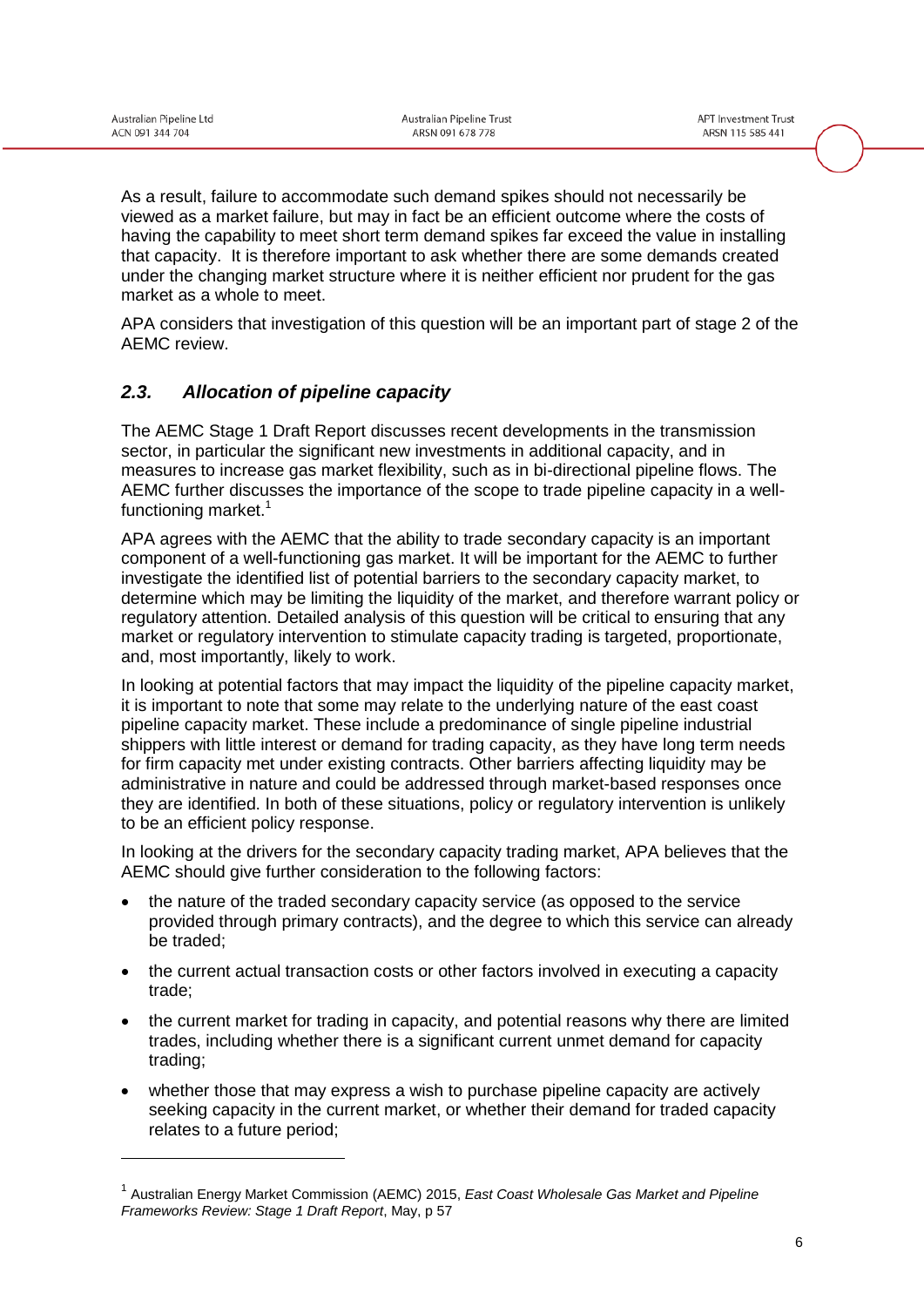As a result, failure to accommodate such demand spikes should not necessarily be viewed as a market failure, but may in fact be an efficient outcome where the costs of having the capability to meet short term demand spikes far exceed the value in installing that capacity. It is therefore important to ask whether there are some demands created under the changing market structure where it is neither efficient nor prudent for the gas market as a whole to meet.

APA considers that investigation of this question will be an important part of stage 2 of the AEMC review.

## *2.3. Allocation of pipeline capacity*

The AEMC Stage 1 Draft Report discusses recent developments in the transmission sector, in particular the significant new investments in additional capacity, and in measures to increase gas market flexibility, such as in bi-directional pipeline flows. The AEMC further discusses the importance of the scope to trade pipeline capacity in a well-functioning market.[1]

APA agrees with the AEMC that the ability to trade secondary capacity is an important component of a well-functioning gas market. It will be important for the AEMC to further investigate the identified list of potential barriers to the secondary capacity market, to determine which may be limiting the liquidity of the market, and therefore warrant policy or regulatory attention. Detailed analysis of this question will be critical to ensuring that any market or regulatory intervention to stimulate capacity trading is targeted, proportionate, and, most importantly, likely to work.

In looking at potential factors that may impact the liquidity of the pipeline capacity market, it is important to note that some may relate to the underlying nature of the east coast pipeline capacity market. These include a predominance of single pipeline industrial shippers with little interest or demand for trading capacity, as they have long term needs for firm capacity met under existing contracts. Other barriers affecting liquidity may be administrative in nature and could be addressed through market-based responses once they are identified. In both of these situations, policy or regulatory intervention is unlikely to be an efficient policy response.

In looking at the drivers for the secondary capacity trading market, APA believes that the AEMC should give further consideration to the following factors:

- the nature of the traded secondary capacity service (as opposed to the service provided through primary contracts), and the degree to which this service can already be traded;
- the current actual transaction costs or other factors involved in executing a capacity trade;
- the current market for trading in capacity, and potential reasons why there are limited trades, including whether there is a significant current unmet demand for capacity trading;
- whether those that may express a wish to purchase pipeline capacity are actively seeking capacity in the current market, or whether their demand for traded capacity relates to a future period;

[1] Australian Energy Market Commission (AEMC) 2015, *East Coast Wholesale Gas Market and Pipeline Frameworks Review: Stage 1 Draft Report*, May, p 57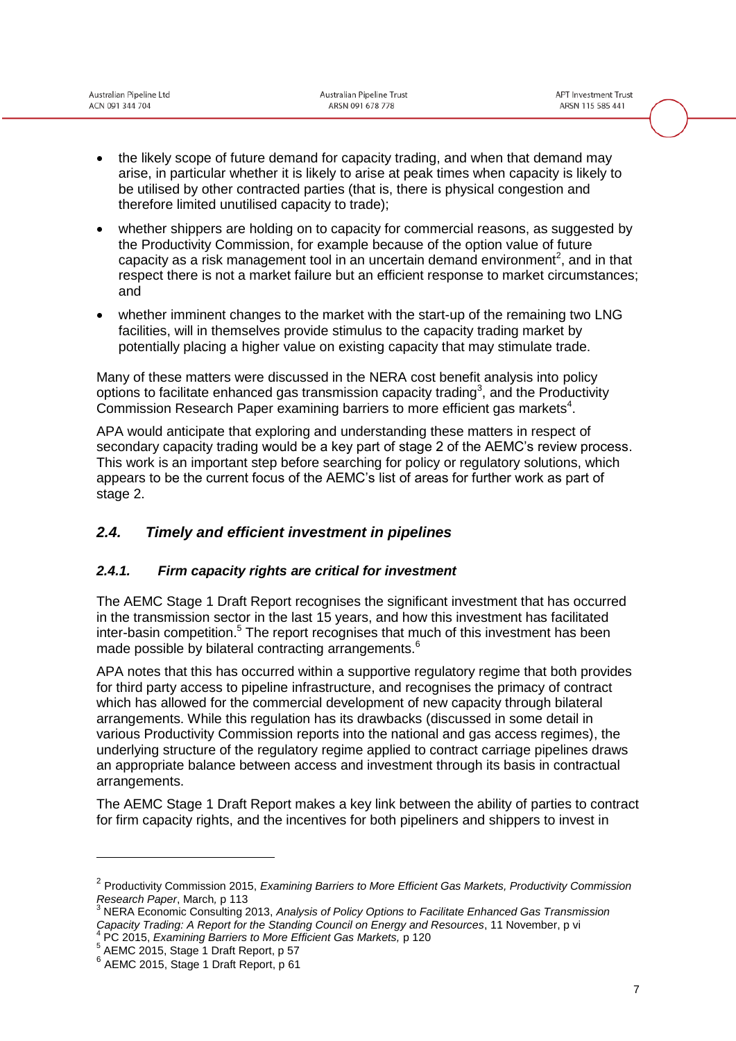- the likely scope of future demand for capacity trading, and when that demand may arise, in particular whether it is likely to arise at peak times when capacity is likely to be utilised by other contracted parties (that is, there is physical congestion and therefore limited unutilised capacity to trade);
- whether shippers are holding on to capacity for commercial reasons, as suggested by the Productivity Commission, for example because of the option value of future capacity as a risk management tool in an uncertain demand environment[2], and in that respect there is not a market failure but an efficient response to market circumstances; and
- whether imminent changes to the market with the start-up of the remaining two LNG facilities, will in themselves provide stimulus to the capacity trading market by potentially placing a higher value on existing capacity that may stimulate trade.

Many of these matters were discussed in the NERA cost benefit analysis into policy options to facilitate enhanced gas transmission capacity trading[3], and the Productivity Commission Research Paper examining barriers to more efficient gas markets[4].

APA would anticipate that exploring and understanding these matters in respect of secondary capacity trading would be a key part of stage 2 of the AEMC's review process. This work is an important step before searching for policy or regulatory solutions, which appears to be the current focus of the AEMC's list of areas for further work as part of stage 2.

## *2.4. Timely and efficient investment in pipelines*

### *2.4.1. Firm capacity rights are critical for investment*

The AEMC Stage 1 Draft Report recognises the significant investment that has occurred in the transmission sector in the last 15 years, and how this investment has facilitated inter-basin competition.[5] The report recognises that much of this investment has been made possible by bilateral contracting arrangements.[6]

APA notes that this has occurred within a supportive regulatory regime that both provides for third party access to pipeline infrastructure, and recognises the primacy of contract which has allowed for the commercial development of new capacity through bilateral arrangements. While this regulation has its drawbacks (discussed in some detail in various Productivity Commission reports into the national and gas access regimes), the underlying structure of the regulatory regime applied to contract carriage pipelines draws an appropriate balance between access and investment through its basis in contractual arrangements.

The AEMC Stage 1 Draft Report makes a key link between the ability of parties to contract for firm capacity rights, and the incentives for both pipeliners and shippers to invest in

---

[2] Productivity Commission 2015, *Examining Barriers to More Efficient Gas Markets, Productivity Commission Research Paper*, March, p 113

[3] NERA Economic Consulting 2013, *Analysis of Policy Options to Facilitate Enhanced Gas Transmission Capacity Trading: A Report for the Standing Council on Energy and Resources*, 11 November, p vi

[4] PC 2015, *Examining Barriers to More Efficient Gas Markets,* p 120

[5] AEMC 2015, Stage 1 Draft Report, p 57

[6] AEMC 2015, Stage 1 Draft Report, p 61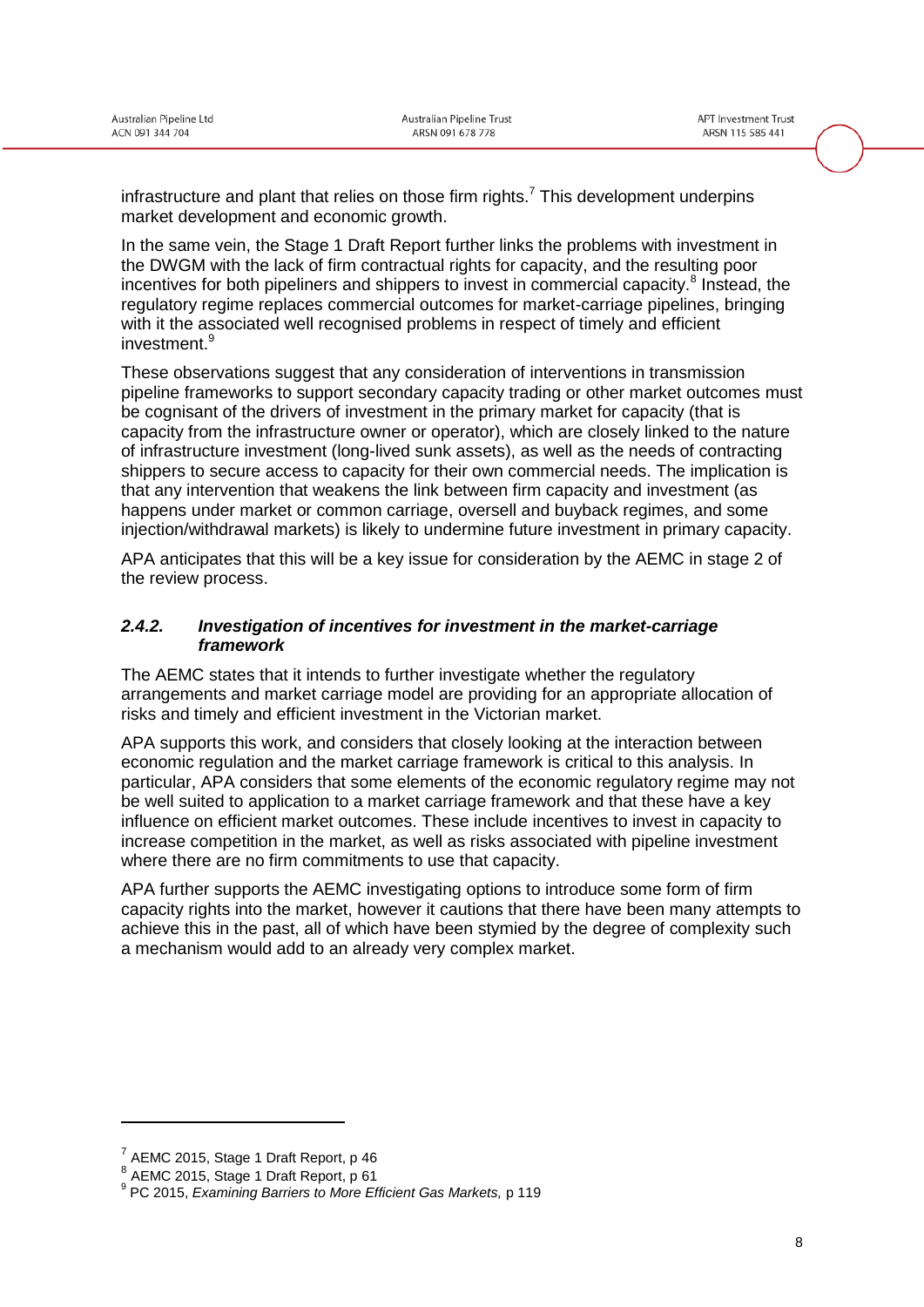infrastructure and plant that relies on those firm rights.[7] This development underpins market development and economic growth.

In the same vein, the Stage 1 Draft Report further links the problems with investment in the DWGM with the lack of firm contractual rights for capacity, and the resulting poor incentives for both pipeliners and shippers to invest in commercial capacity.[8] Instead, the regulatory regime replaces commercial outcomes for market-carriage pipelines, bringing with it the associated well recognised problems in respect of timely and efficient investment.[9]

These observations suggest that any consideration of interventions in transmission pipeline frameworks to support secondary capacity trading or other market outcomes must be cognisant of the drivers of investment in the primary market for capacity (that is capacity from the infrastructure owner or operator), which are closely linked to the nature of infrastructure investment (long-lived sunk assets), as well as the needs of contracting shippers to secure access to capacity for their own commercial needs. The implication is that any intervention that weakens the link between firm capacity and investment (as happens under market or common carriage, oversell and buyback regimes, and some injection/withdrawal markets) is likely to undermine future investment in primary capacity.

APA anticipates that this will be a key issue for consideration by the AEMC in stage 2 of the review process.

### *2.4.2. Investigation of incentives for investment in the market-carriage framework*

The AEMC states that it intends to further investigate whether the regulatory arrangements and market carriage model are providing for an appropriate allocation of risks and timely and efficient investment in the Victorian market.

APA supports this work, and considers that closely looking at the interaction between economic regulation and the market carriage framework is critical to this analysis. In particular, APA considers that some elements of the economic regulatory regime may not be well suited to application to a market carriage framework and that these have a key influence on efficient market outcomes. These include incentives to invest in capacity to increase competition in the market, as well as risks associated with pipeline investment where there are no firm commitments to use that capacity.

APA further supports the AEMC investigating options to introduce some form of firm capacity rights into the market, however it cautions that there have been many attempts to achieve this in the past, all of which have been stymied by the degree of complexity such a mechanism would add to an already very complex market.

---

[7] AEMC 2015, Stage 1 Draft Report, p 46

[8] AEMC 2015, Stage 1 Draft Report, p 61

[9] PC 2015, *Examining Barriers to More Efficient Gas Markets,* p 119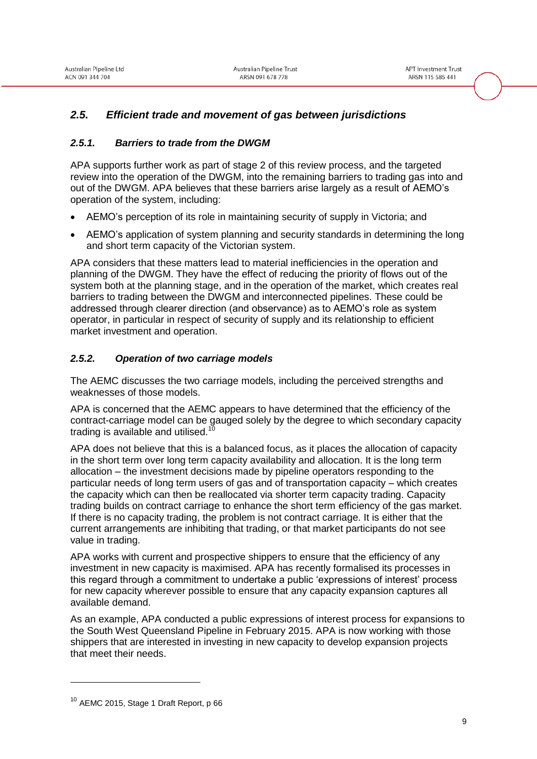## *2.5. Efficient trade and movement of gas between jurisdictions*

### *2.5.1. Barriers to trade from the DWGM*

APA supports further work as part of stage 2 of this review process, and the targeted review into the operation of the DWGM, into the remaining barriers to trading gas into and out of the DWGM. APA believes that these barriers arise largely as a result of AEMO's operation of the system, including:

- AEMO's perception of its role in maintaining security of supply in Victoria; and
- AEMO's application of system planning and security standards in determining the long and short term capacity of the Victorian system.

APA considers that these matters lead to material inefficiencies in the operation and planning of the DWGM. They have the effect of reducing the priority of flows out of the system both at the planning stage, and in the operation of the market, which creates real barriers to trading between the DWGM and interconnected pipelines. These could be addressed through clearer direction (and observance) as to AEMO's role as system operator, in particular in respect of security of supply and its relationship to efficient market investment and operation.

### *2.5.2. Operation of two carriage models*

The AEMC discusses the two carriage models, including the perceived strengths and weaknesses of those models.

APA is concerned that the AEMC appears to have determined that the efficiency of the contract-carriage model can be gauged solely by the degree to which secondary capacity trading is available and utilised.[10]

APA does not believe that this is a balanced focus, as it places the allocation of capacity in the short term over long term capacity availability and allocation. It is the long term allocation – the investment decisions made by pipeline operators responding to the particular needs of long term users of gas and of transportation capacity – which creates the capacity which can then be reallocated via shorter term capacity trading. Capacity trading builds on contract carriage to enhance the short term efficiency of the gas market. If there is no capacity trading, the problem is not contract carriage. It is either that the current arrangements are inhibiting that trading, or that market participants do not see value in trading.

APA works with current and prospective shippers to ensure that the efficiency of any investment in new capacity is maximised. APA has recently formalised its processes in this regard through a commitment to undertake a public 'expressions of interest' process for new capacity wherever possible to ensure that any capacity expansion captures all available demand.

As an example, APA conducted a public expressions of interest process for expansions to the South West Queensland Pipeline in February 2015. APA is now working with those shippers that are interested in investing in new capacity to develop expansion projects that meet their needs.

---

[10] AEMC 2015, Stage 1 Draft Report, p 66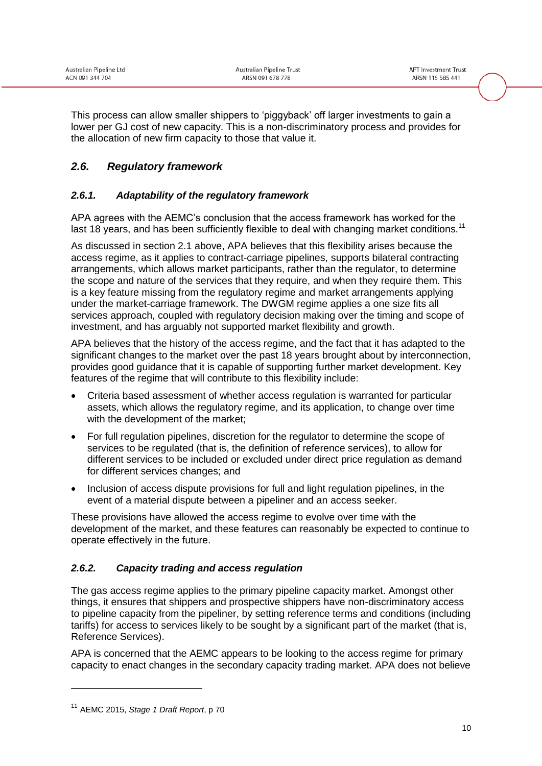This process can allow smaller shippers to 'piggyback' off larger investments to gain a lower per GJ cost of new capacity. This is a non-discriminatory process and provides for the allocation of new firm capacity to those that value it.

## *2.6. Regulatory framework*

### *2.6.1. Adaptability of the regulatory framework*

APA agrees with the AEMC's conclusion that the access framework has worked for the last 18 years, and has been sufficiently flexible to deal with changing market conditions.[11]

As discussed in section 2.1 above, APA believes that this flexibility arises because the access regime, as it applies to contract-carriage pipelines, supports bilateral contracting arrangements, which allows market participants, rather than the regulator, to determine the scope and nature of the services that they require, and when they require them. This is a key feature missing from the regulatory regime and market arrangements applying under the market-carriage framework. The DWGM regime applies a one size fits all services approach, coupled with regulatory decision making over the timing and scope of investment, and has arguably not supported market flexibility and growth.

APA believes that the history of the access regime, and the fact that it has adapted to the significant changes to the market over the past 18 years brought about by interconnection, provides good guidance that it is capable of supporting further market development. Key features of the regime that will contribute to this flexibility include:

- Criteria based assessment of whether access regulation is warranted for particular assets, which allows the regulatory regime, and its application, to change over time with the development of the market;
- For full regulation pipelines, discretion for the regulator to determine the scope of services to be regulated (that is, the definition of reference services), to allow for different services to be included or excluded under direct price regulation as demand for different services changes; and
- Inclusion of access dispute provisions for full and light regulation pipelines, in the event of a material dispute between a pipeliner and an access seeker.

These provisions have allowed the access regime to evolve over time with the development of the market, and these features can reasonably be expected to continue to operate effectively in the future.

### *2.6.2. Capacity trading and access regulation*

The gas access regime applies to the primary pipeline capacity market. Amongst other things, it ensures that shippers and prospective shippers have non-discriminatory access to pipeline capacity from the pipeliner, by setting reference terms and conditions (including tariffs) for access to services likely to be sought by a significant part of the market (that is, Reference Services).

APA is concerned that the AEMC appears to be looking to the access regime for primary capacity to enact changes in the secondary capacity trading market. APA does not believe

[11] AEMC 2015, *Stage 1 Draft Report*, p 70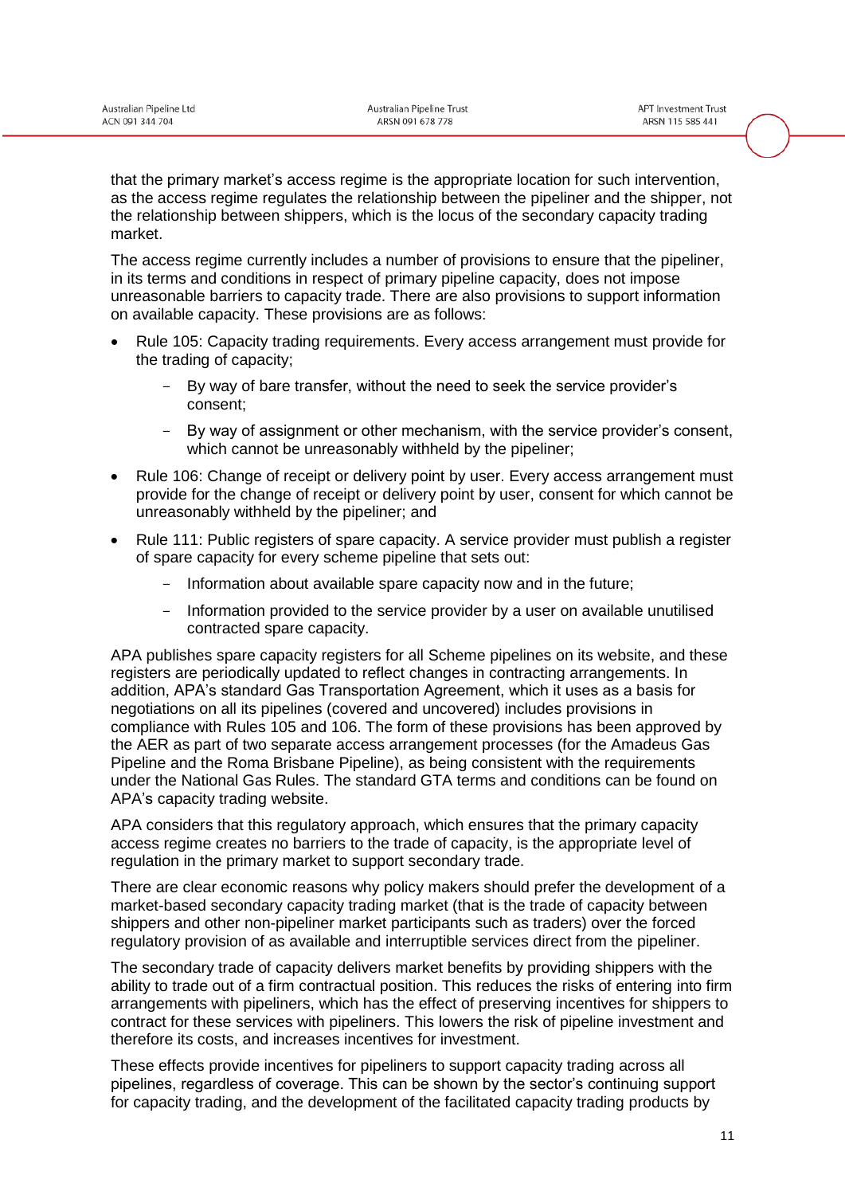that the primary market's access regime is the appropriate location for such intervention, as the access regime regulates the relationship between the pipeliner and the shipper, not the relationship between shippers, which is the locus of the secondary capacity trading market.

The access regime currently includes a number of provisions to ensure that the pipeliner, in its terms and conditions in respect of primary pipeline capacity, does not impose unreasonable barriers to capacity trade. There are also provisions to support information on available capacity. These provisions are as follows:

- Rule 105: Capacity trading requirements. Every access arrangement must provide for the trading of capacity;
  - By way of bare transfer, without the need to seek the service provider's consent;
  - By way of assignment or other mechanism, with the service provider's consent, which cannot be unreasonably withheld by the pipeliner;
- Rule 106: Change of receipt or delivery point by user. Every access arrangement must provide for the change of receipt or delivery point by user, consent for which cannot be unreasonably withheld by the pipeliner; and
- Rule 111: Public registers of spare capacity. A service provider must publish a register of spare capacity for every scheme pipeline that sets out:
  - Information about available spare capacity now and in the future;
  - Information provided to the service provider by a user on available unutilised contracted spare capacity.

APA publishes spare capacity registers for all Scheme pipelines on its website, and these registers are periodically updated to reflect changes in contracting arrangements. In addition, APA's standard Gas Transportation Agreement, which it uses as a basis for negotiations on all its pipelines (covered and uncovered) includes provisions in compliance with Rules 105 and 106. The form of these provisions has been approved by the AER as part of two separate access arrangement processes (for the Amadeus Gas Pipeline and the Roma Brisbane Pipeline), as being consistent with the requirements under the National Gas Rules. The standard GTA terms and conditions can be found on APA's capacity trading website.

APA considers that this regulatory approach, which ensures that the primary capacity access regime creates no barriers to the trade of capacity, is the appropriate level of regulation in the primary market to support secondary trade.

There are clear economic reasons why policy makers should prefer the development of a market-based secondary capacity trading market (that is the trade of capacity between shippers and other non-pipeliner market participants such as traders) over the forced regulatory provision of as available and interruptible services direct from the pipeliner.

The secondary trade of capacity delivers market benefits by providing shippers with the ability to trade out of a firm contractual position. This reduces the risks of entering into firm arrangements with pipeliners, which has the effect of preserving incentives for shippers to contract for these services with pipeliners. This lowers the risk of pipeline investment and therefore its costs, and increases incentives for investment.

These effects provide incentives for pipeliners to support capacity trading across all pipelines, regardless of coverage. This can be shown by the sector's continuing support for capacity trading, and the development of the facilitated capacity trading products by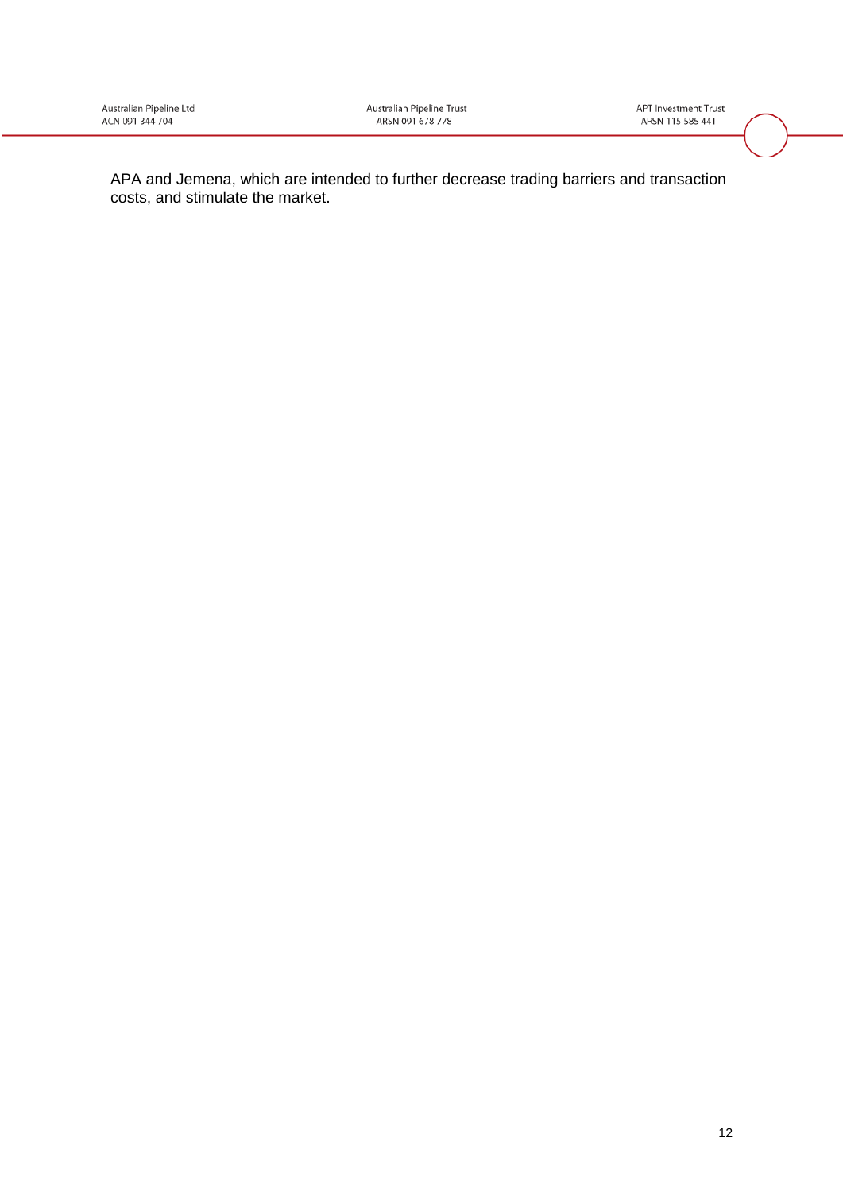APA and Jemena, which are intended to further decrease trading barriers and transaction costs, and stimulate the market.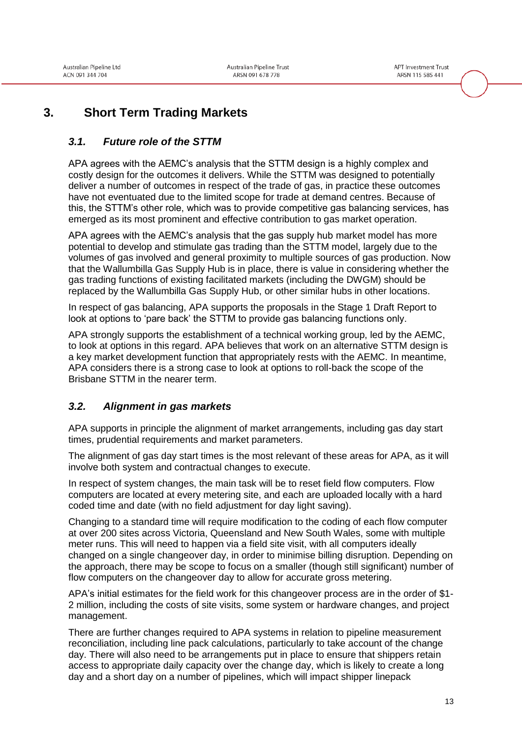# 3. Short Term Trading Markets

## 3.1. *Future role of the STTM*

APA agrees with the AEMC's analysis that the STTM design is a highly complex and costly design for the outcomes it delivers. While the STTM was designed to potentially deliver a number of outcomes in respect of the trade of gas, in practice these outcomes have not eventuated due to the limited scope for trade at demand centres. Because of this, the STTM's other role, which was to provide competitive gas balancing services, has emerged as its most prominent and effective contribution to gas market operation.

APA agrees with the AEMC's analysis that the gas supply hub market model has more potential to develop and stimulate gas trading than the STTM model, largely due to the volumes of gas involved and general proximity to multiple sources of gas production. Now that the Wallumbilla Gas Supply Hub is in place, there is value in considering whether the gas trading functions of existing facilitated markets (including the DWGM) should be replaced by the Wallumbilla Gas Supply Hub, or other similar hubs in other locations.

In respect of gas balancing, APA supports the proposals in the Stage 1 Draft Report to look at options to 'pare back' the STTM to provide gas balancing functions only.

APA strongly supports the establishment of a technical working group, led by the AEMC, to look at options in this regard. APA believes that work on an alternative STTM design is a key market development function that appropriately rests with the AEMC. In meantime, APA considers there is a strong case to look at options to roll-back the scope of the Brisbane STTM in the nearer term.

## 3.2. *Alignment in gas markets*

APA supports in principle the alignment of market arrangements, including gas day start times, prudential requirements and market parameters.

The alignment of gas day start times is the most relevant of these areas for APA, as it will involve both system and contractual changes to execute.

In respect of system changes, the main task will be to reset field flow computers. Flow computers are located at every metering site, and each are uploaded locally with a hard coded time and date (with no field adjustment for day light saving).

Changing to a standard time will require modification to the coding of each flow computer at over 200 sites across Victoria, Queensland and New South Wales, some with multiple meter runs. This will need to happen via a field site visit, with all computers ideally changed on a single changeover day, in order to minimise billing disruption. Depending on the approach, there may be scope to focus on a smaller (though still significant) number of flow computers on the changeover day to allow for accurate gross metering.

APA's initial estimates for the field work for this changeover process are in the order of $1-2 million, including the costs of site visits, some system or hardware changes, and project management.

There are further changes required to APA systems in relation to pipeline measurement reconciliation, including line pack calculations, particularly to take account of the change day. There will also need to be arrangements put in place to ensure that shippers retain access to appropriate daily capacity over the change day, which is likely to create a long day and a short day on a number of pipelines, which will impact shipper linepack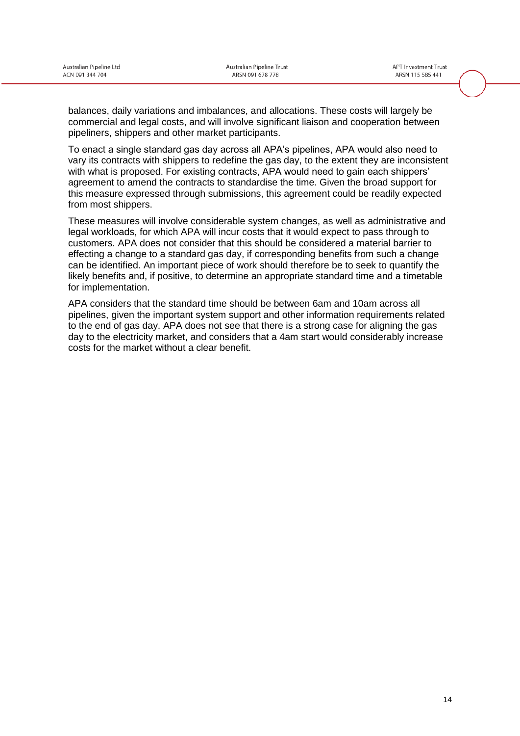balances, daily variations and imbalances, and allocations. These costs will largely be commercial and legal costs, and will involve significant liaison and cooperation between pipeliners, shippers and other market participants.

To enact a single standard gas day across all APA's pipelines, APA would also need to vary its contracts with shippers to redefine the gas day, to the extent they are inconsistent with what is proposed. For existing contracts, APA would need to gain each shippers' agreement to amend the contracts to standardise the time. Given the broad support for this measure expressed through submissions, this agreement could be readily expected from most shippers.

These measures will involve considerable system changes, as well as administrative and legal workloads, for which APA will incur costs that it would expect to pass through to customers. APA does not consider that this should be considered a material barrier to effecting a change to a standard gas day, if corresponding benefits from such a change can be identified. An important piece of work should therefore be to seek to quantify the likely benefits and, if positive, to determine an appropriate standard time and a timetable for implementation.

APA considers that the standard time should be between 6am and 10am across all pipelines, given the important system support and other information requirements related to the end of gas day. APA does not see that there is a strong case for aligning the gas day to the electricity market, and considers that a 4am start would considerably increase costs for the market without a clear benefit.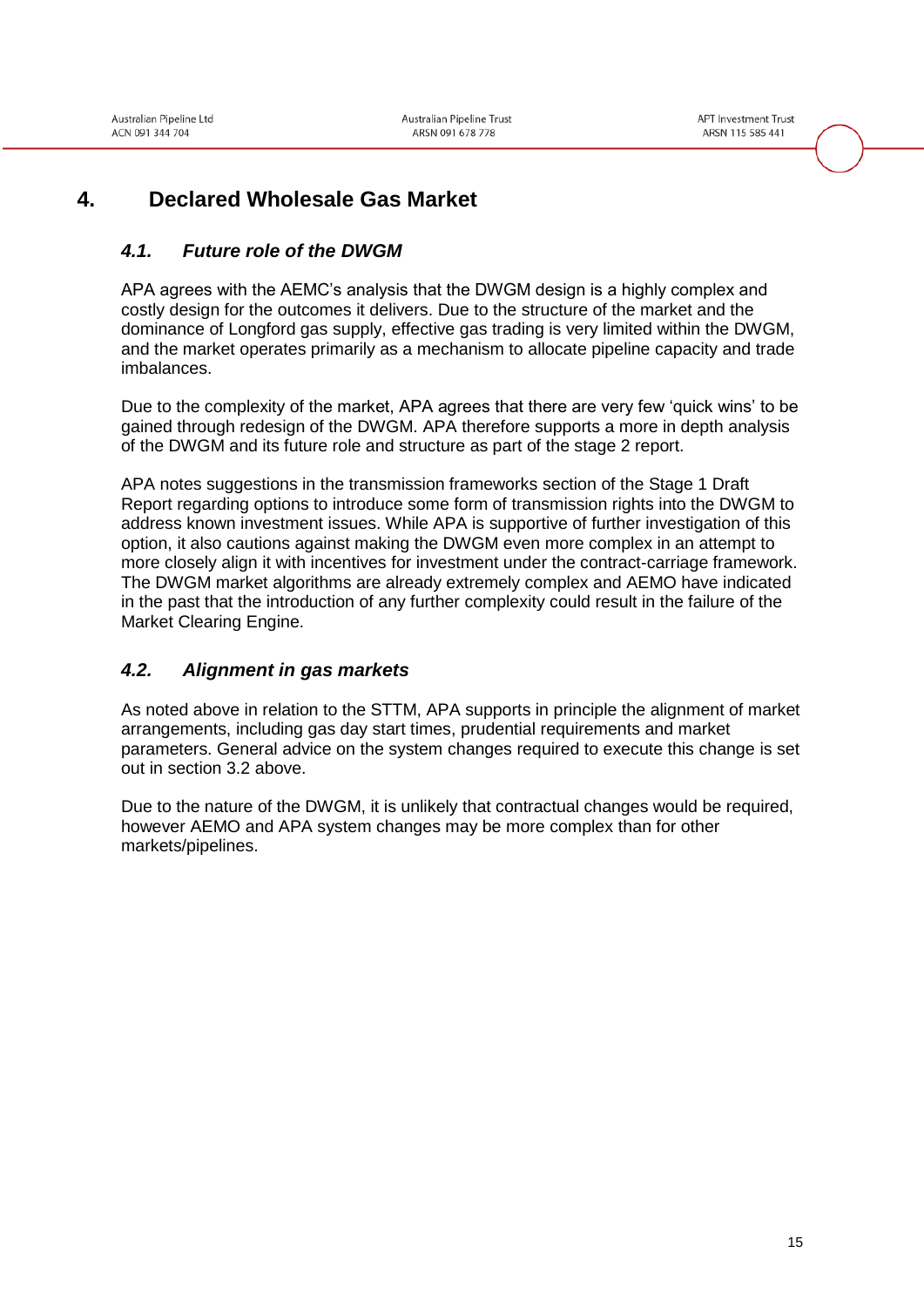# 4. Declared Wholesale Gas Market

## *4.1. Future role of the DWGM*

APA agrees with the AEMC's analysis that the DWGM design is a highly complex and costly design for the outcomes it delivers. Due to the structure of the market and the dominance of Longford gas supply, effective gas trading is very limited within the DWGM, and the market operates primarily as a mechanism to allocate pipeline capacity and trade imbalances.

Due to the complexity of the market, APA agrees that there are very few 'quick wins' to be gained through redesign of the DWGM. APA therefore supports a more in depth analysis of the DWGM and its future role and structure as part of the stage 2 report.

APA notes suggestions in the transmission frameworks section of the Stage 1 Draft Report regarding options to introduce some form of transmission rights into the DWGM to address known investment issues. While APA is supportive of further investigation of this option, it also cautions against making the DWGM even more complex in an attempt to more closely align it with incentives for investment under the contract-carriage framework. The DWGM market algorithms are already extremely complex and AEMO have indicated in the past that the introduction of any further complexity could result in the failure of the Market Clearing Engine.

## *4.2. Alignment in gas markets*

As noted above in relation to the STTM, APA supports in principle the alignment of market arrangements, including gas day start times, prudential requirements and market parameters. General advice on the system changes required to execute this change is set out in section 3.2 above.

Due to the nature of the DWGM, it is unlikely that contractual changes would be required, however AEMO and APA system changes may be more complex than for other markets/pipelines.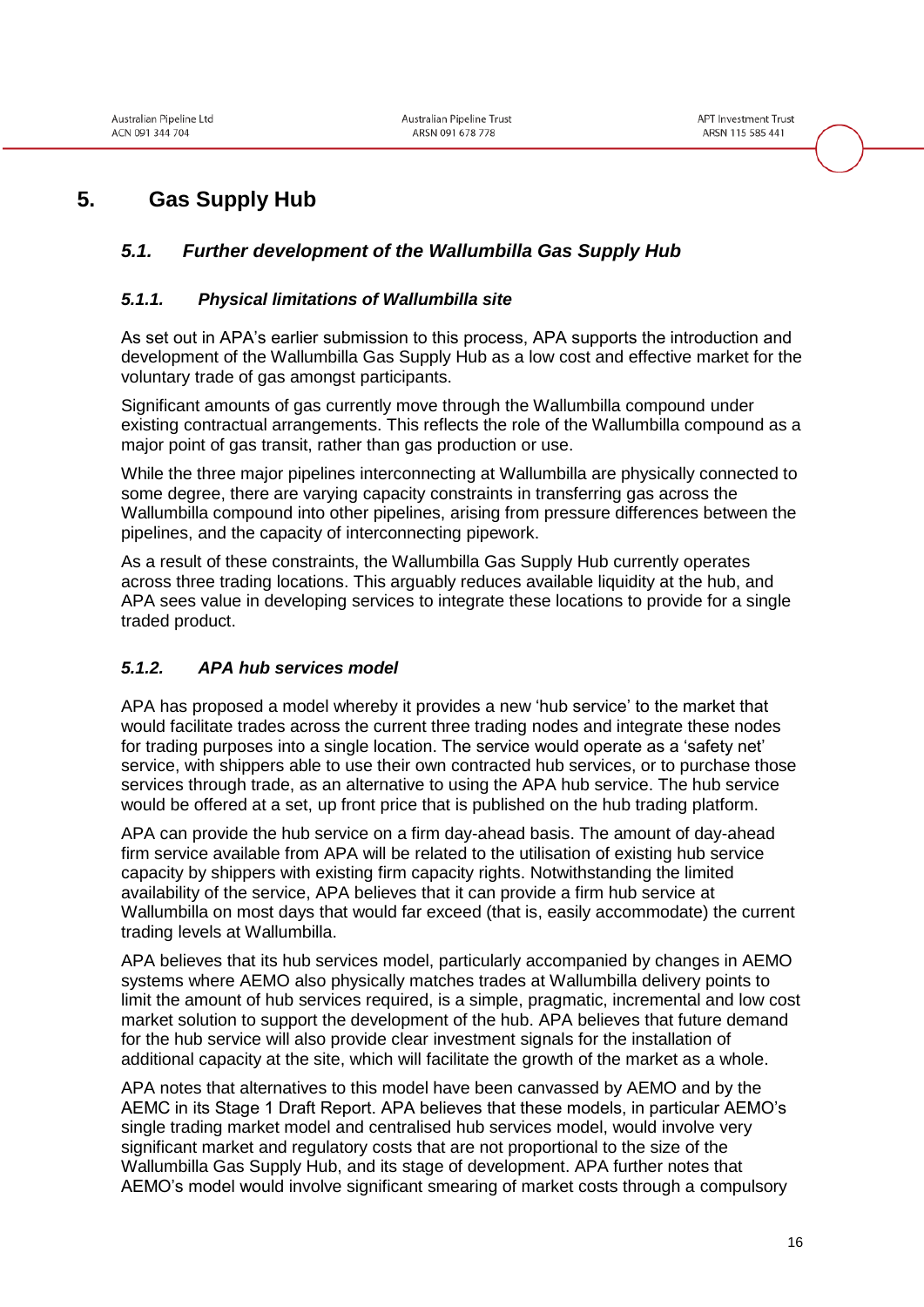# 5. Gas Supply Hub

## 5.1. *Further development of the Wallumbilla Gas Supply Hub*

### *5.1.1. Physical limitations of Wallumbilla site*

As set out in APA's earlier submission to this process, APA supports the introduction and development of the Wallumbilla Gas Supply Hub as a low cost and effective market for the voluntary trade of gas amongst participants.

Significant amounts of gas currently move through the Wallumbilla compound under existing contractual arrangements. This reflects the role of the Wallumbilla compound as a major point of gas transit, rather than gas production or use.

While the three major pipelines interconnecting at Wallumbilla are physically connected to some degree, there are varying capacity constraints in transferring gas across the Wallumbilla compound into other pipelines, arising from pressure differences between the pipelines, and the capacity of interconnecting pipework.

As a result of these constraints, the Wallumbilla Gas Supply Hub currently operates across three trading locations. This arguably reduces available liquidity at the hub, and APA sees value in developing services to integrate these locations to provide for a single traded product.

### *5.1.2. APA hub services model*

APA has proposed a model whereby it provides a new 'hub service' to the market that would facilitate trades across the current three trading nodes and integrate these nodes for trading purposes into a single location. The service would operate as a 'safety net' service, with shippers able to use their own contracted hub services, or to purchase those services through trade, as an alternative to using the APA hub service. The hub service would be offered at a set, up front price that is published on the hub trading platform.

APA can provide the hub service on a firm day-ahead basis. The amount of day-ahead firm service available from APA will be related to the utilisation of existing hub service capacity by shippers with existing firm capacity rights. Notwithstanding the limited availability of the service, APA believes that it can provide a firm hub service at Wallumbilla on most days that would far exceed (that is, easily accommodate) the current trading levels at Wallumbilla.

APA believes that its hub services model, particularly accompanied by changes in AEMO systems where AEMO also physically matches trades at Wallumbilla delivery points to limit the amount of hub services required, is a simple, pragmatic, incremental and low cost market solution to support the development of the hub. APA believes that future demand for the hub service will also provide clear investment signals for the installation of additional capacity at the site, which will facilitate the growth of the market as a whole.

APA notes that alternatives to this model have been canvassed by AEMO and by the AEMC in its Stage 1 Draft Report. APA believes that these models, in particular AEMO's single trading market model and centralised hub services model, would involve very significant market and regulatory costs that are not proportional to the size of the Wallumbilla Gas Supply Hub, and its stage of development. APA further notes that AEMO's model would involve significant smearing of market costs through a compulsory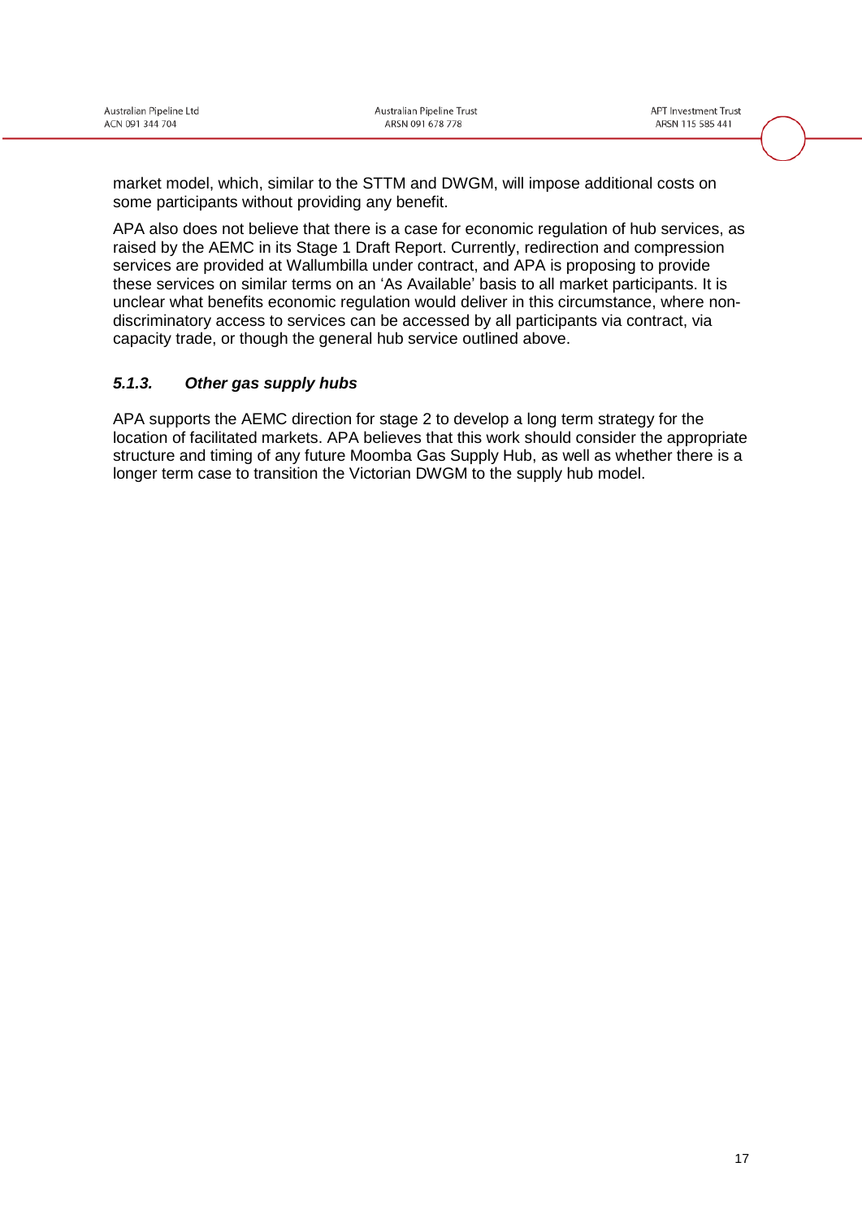market model, which, similar to the STTM and DWGM, will impose additional costs on some participants without providing any benefit.

APA also does not believe that there is a case for economic regulation of hub services, as raised by the AEMC in its Stage 1 Draft Report. Currently, redirection and compression services are provided at Wallumbilla under contract, and APA is proposing to provide these services on similar terms on an 'As Available' basis to all market participants. It is unclear what benefits economic regulation would deliver in this circumstance, where non-discriminatory access to services can be accessed by all participants via contract, via capacity trade, or though the general hub service outlined above.

### *5.1.3. Other gas supply hubs*

APA supports the AEMC direction for stage 2 to develop a long term strategy for the location of facilitated markets. APA believes that this work should consider the appropriate structure and timing of any future Moomba Gas Supply Hub, as well as whether there is a longer term case to transition the Victorian DWGM to the supply hub model.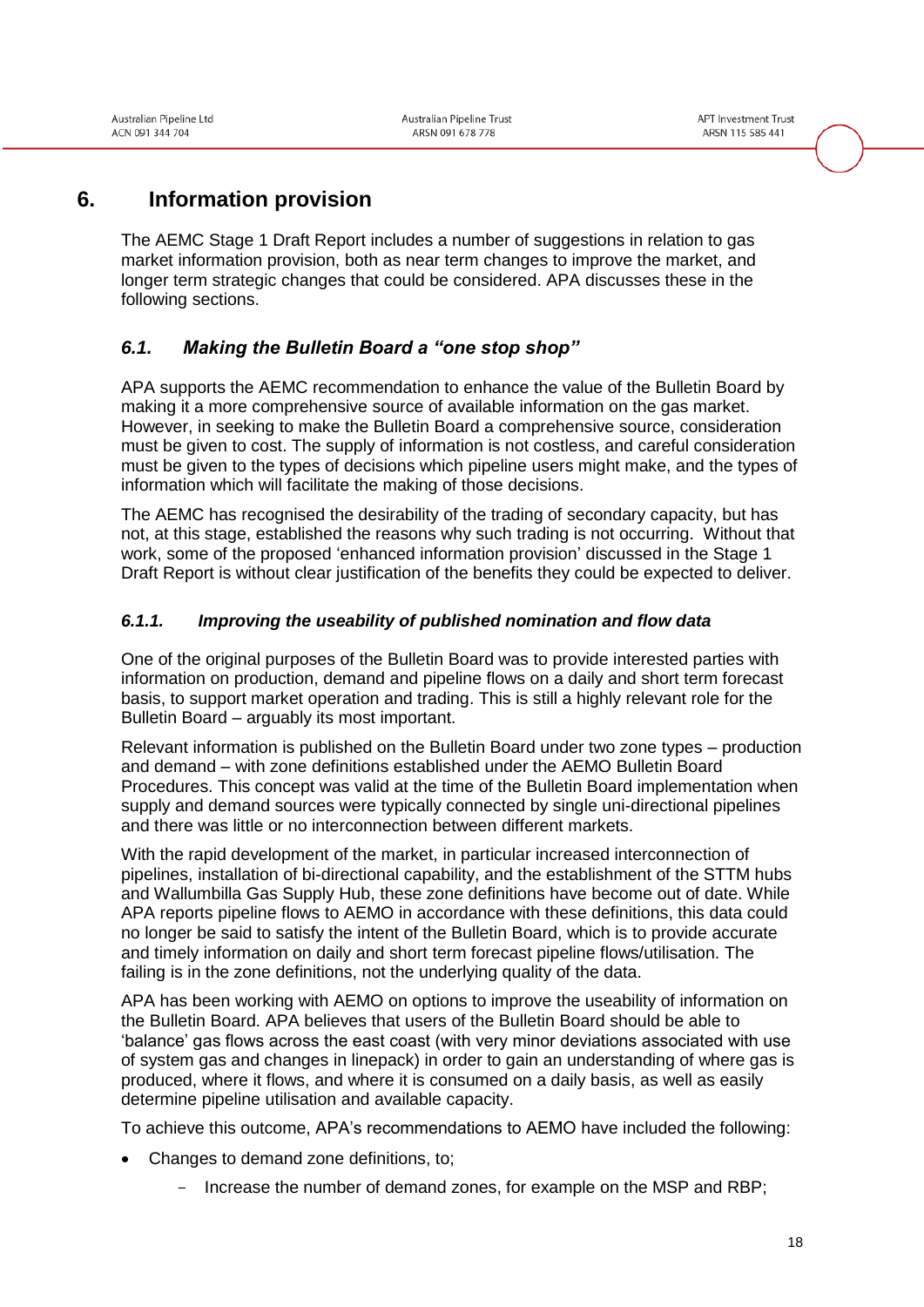# 6. Information provision

The AEMC Stage 1 Draft Report includes a number of suggestions in relation to gas market information provision, both as near term changes to improve the market, and longer term strategic changes that could be considered. APA discusses these in the following sections.

## *6.1. Making the Bulletin Board a "one stop shop"*

APA supports the AEMC recommendation to enhance the value of the Bulletin Board by making it a more comprehensive source of available information on the gas market. However, in seeking to make the Bulletin Board a comprehensive source, consideration must be given to cost. The supply of information is not costless, and careful consideration must be given to the types of decisions which pipeline users might make, and the types of information which will facilitate the making of those decisions.

The AEMC has recognised the desirability of the trading of secondary capacity, but has not, at this stage, established the reasons why such trading is not occurring. Without that work, some of the proposed 'enhanced information provision' discussed in the Stage 1 Draft Report is without clear justification of the benefits they could be expected to deliver.

### *6.1.1. Improving the useability of published nomination and flow data*

One of the original purposes of the Bulletin Board was to provide interested parties with information on production, demand and pipeline flows on a daily and short term forecast basis, to support market operation and trading. This is still a highly relevant role for the Bulletin Board – arguably its most important.

Relevant information is published on the Bulletin Board under two zone types – production and demand – with zone definitions established under the AEMO Bulletin Board Procedures. This concept was valid at the time of the Bulletin Board implementation when supply and demand sources were typically connected by single uni-directional pipelines and there was little or no interconnection between different markets.

With the rapid development of the market, in particular increased interconnection of pipelines, installation of bi-directional capability, and the establishment of the STTM hubs and Wallumbilla Gas Supply Hub, these zone definitions have become out of date. While APA reports pipeline flows to AEMO in accordance with these definitions, this data could no longer be said to satisfy the intent of the Bulletin Board, which is to provide accurate and timely information on daily and short term forecast pipeline flows/utilisation. The failing is in the zone definitions, not the underlying quality of the data.

APA has been working with AEMO on options to improve the useability of information on the Bulletin Board. APA believes that users of the Bulletin Board should be able to 'balance' gas flows across the east coast (with very minor deviations associated with use of system gas and changes in linepack) in order to gain an understanding of where gas is produced, where it flows, and where it is consumed on a daily basis, as well as easily determine pipeline utilisation and available capacity.

To achieve this outcome, APA's recommendations to AEMO have included the following:

- Changes to demand zone definitions, to;
  - Increase the number of demand zones, for example on the MSP and RBP;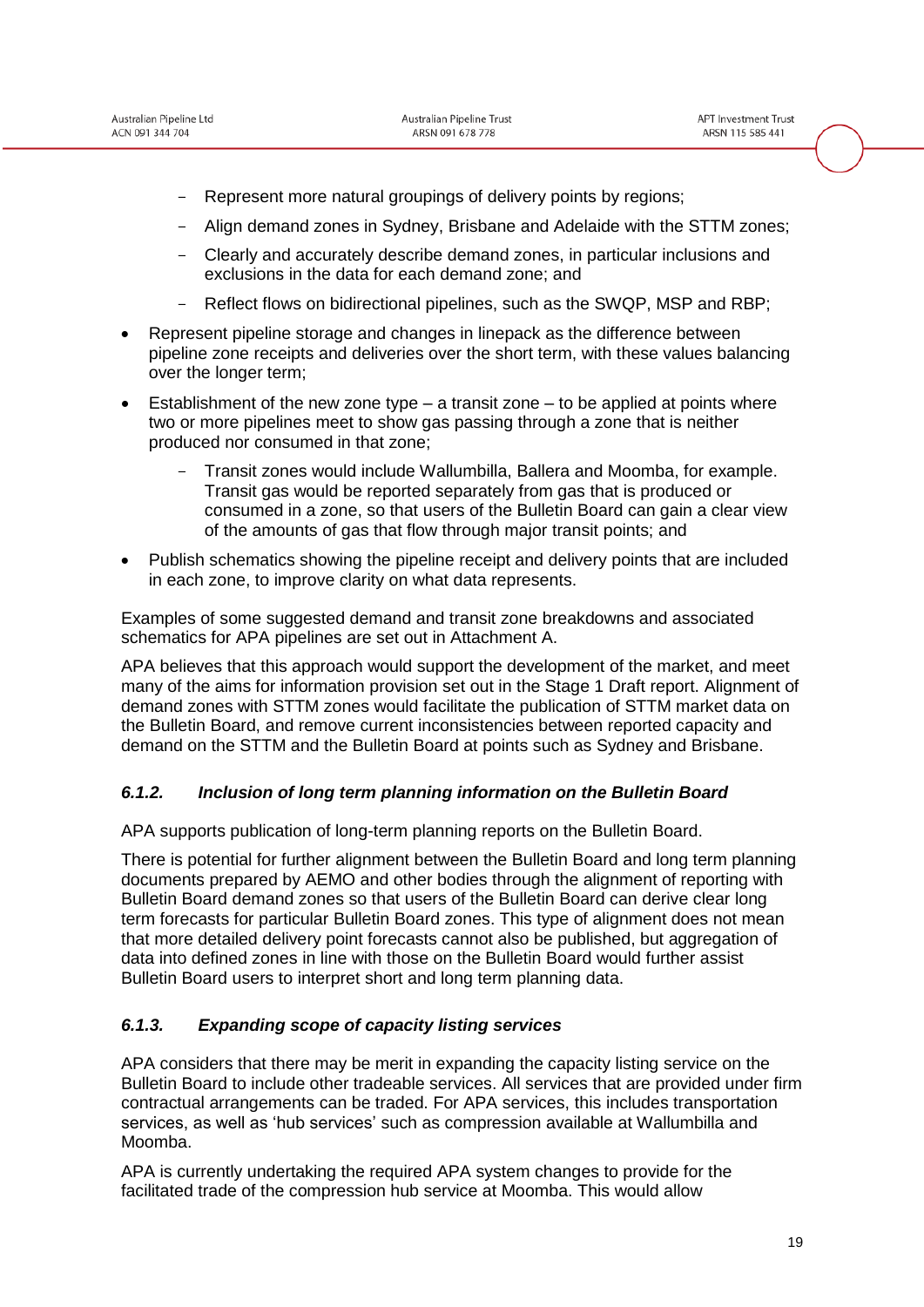- Represent more natural groupings of delivery points by regions;
  - Align demand zones in Sydney, Brisbane and Adelaide with the STTM zones;
  - Clearly and accurately describe demand zones, in particular inclusions and exclusions in the data for each demand zone; and
  - Reflect flows on bidirectional pipelines, such as the SWQP, MSP and RBP;
- Represent pipeline storage and changes in linepack as the difference between pipeline zone receipts and deliveries over the short term, with these values balancing over the longer term;
- Establishment of the new zone type – a transit zone – to be applied at points where two or more pipelines meet to show gas passing through a zone that is neither produced nor consumed in that zone;
  - Transit zones would include Wallumbilla, Ballera and Moomba, for example. Transit gas would be reported separately from gas that is produced or consumed in a zone, so that users of the Bulletin Board can gain a clear view of the amounts of gas that flow through major transit points; and
- Publish schematics showing the pipeline receipt and delivery points that are included in each zone, to improve clarity on what data represents.

Examples of some suggested demand and transit zone breakdowns and associated schematics for APA pipelines are set out in Attachment A.

APA believes that this approach would support the development of the market, and meet many of the aims for information provision set out in the Stage 1 Draft report. Alignment of demand zones with STTM zones would facilitate the publication of STTM market data on the Bulletin Board, and remove current inconsistencies between reported capacity and demand on the STTM and the Bulletin Board at points such as Sydney and Brisbane.

### *6.1.2. Inclusion of long term planning information on the Bulletin Board*

APA supports publication of long-term planning reports on the Bulletin Board.

There is potential for further alignment between the Bulletin Board and long term planning documents prepared by AEMO and other bodies through the alignment of reporting with Bulletin Board demand zones so that users of the Bulletin Board can derive clear long term forecasts for particular Bulletin Board zones. This type of alignment does not mean that more detailed delivery point forecasts cannot also be published, but aggregation of data into defined zones in line with those on the Bulletin Board would further assist Bulletin Board users to interpret short and long term planning data.

### *6.1.3. Expanding scope of capacity listing services*

APA considers that there may be merit in expanding the capacity listing service on the Bulletin Board to include other tradeable services. All services that are provided under firm contractual arrangements can be traded. For APA services, this includes transportation services, as well as 'hub services' such as compression available at Wallumbilla and Moomba.

APA is currently undertaking the required APA system changes to provide for the facilitated trade of the compression hub service at Moomba. This would allow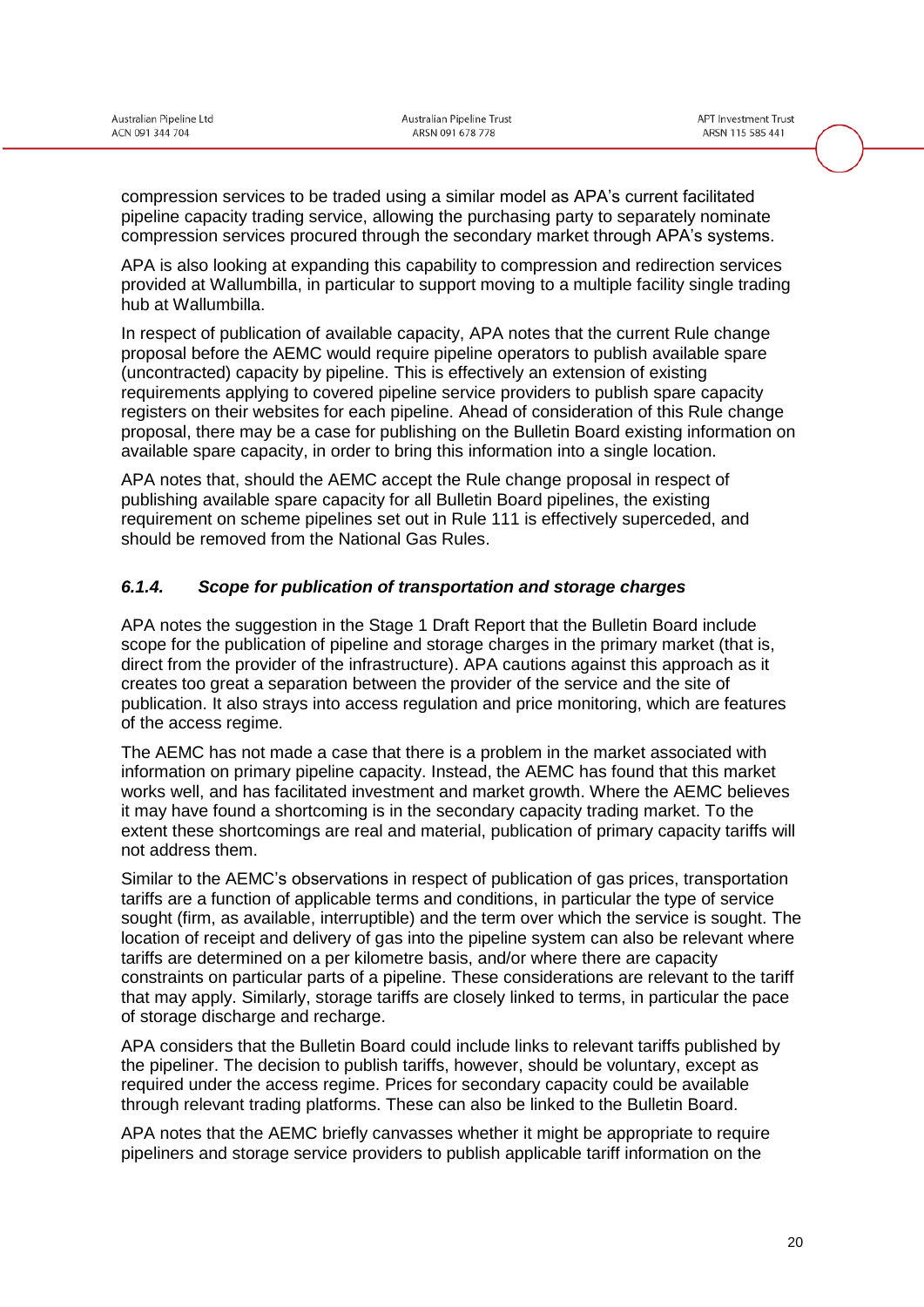compression services to be traded using a similar model as APA's current facilitated pipeline capacity trading service, allowing the purchasing party to separately nominate compression services procured through the secondary market through APA's systems.

APA is also looking at expanding this capability to compression and redirection services provided at Wallumbilla, in particular to support moving to a multiple facility single trading hub at Wallumbilla.

In respect of publication of available capacity, APA notes that the current Rule change proposal before the AEMC would require pipeline operators to publish available spare (uncontracted) capacity by pipeline. This is effectively an extension of existing requirements applying to covered pipeline service providers to publish spare capacity registers on their websites for each pipeline. Ahead of consideration of this Rule change proposal, there may be a case for publishing on the Bulletin Board existing information on available spare capacity, in order to bring this information into a single location.

APA notes that, should the AEMC accept the Rule change proposal in respect of publishing available spare capacity for all Bulletin Board pipelines, the existing requirement on scheme pipelines set out in Rule 111 is effectively superceded, and should be removed from the National Gas Rules.

#### *6.1.4. Scope for publication of transportation and storage charges*

APA notes the suggestion in the Stage 1 Draft Report that the Bulletin Board include scope for the publication of pipeline and storage charges in the primary market (that is, direct from the provider of the infrastructure). APA cautions against this approach as it creates too great a separation between the provider of the service and the site of publication. It also strays into access regulation and price monitoring, which are features of the access regime.

The AEMC has not made a case that there is a problem in the market associated with information on primary pipeline capacity. Instead, the AEMC has found that this market works well, and has facilitated investment and market growth. Where the AEMC believes it may have found a shortcoming is in the secondary capacity trading market. To the extent these shortcomings are real and material, publication of primary capacity tariffs will not address them.

Similar to the AEMC's observations in respect of publication of gas prices, transportation tariffs are a function of applicable terms and conditions, in particular the type of service sought (firm, as available, interruptible) and the term over which the service is sought. The location of receipt and delivery of gas into the pipeline system can also be relevant where tariffs are determined on a per kilometre basis, and/or where there are capacity constraints on particular parts of a pipeline. These considerations are relevant to the tariff that may apply. Similarly, storage tariffs are closely linked to terms, in particular the pace of storage discharge and recharge.

APA considers that the Bulletin Board could include links to relevant tariffs published by the pipeliner. The decision to publish tariffs, however, should be voluntary, except as required under the access regime. Prices for secondary capacity could be available through relevant trading platforms. These can also be linked to the Bulletin Board.

APA notes that the AEMC briefly canvasses whether it might be appropriate to require pipeliners and storage service providers to publish applicable tariff information on the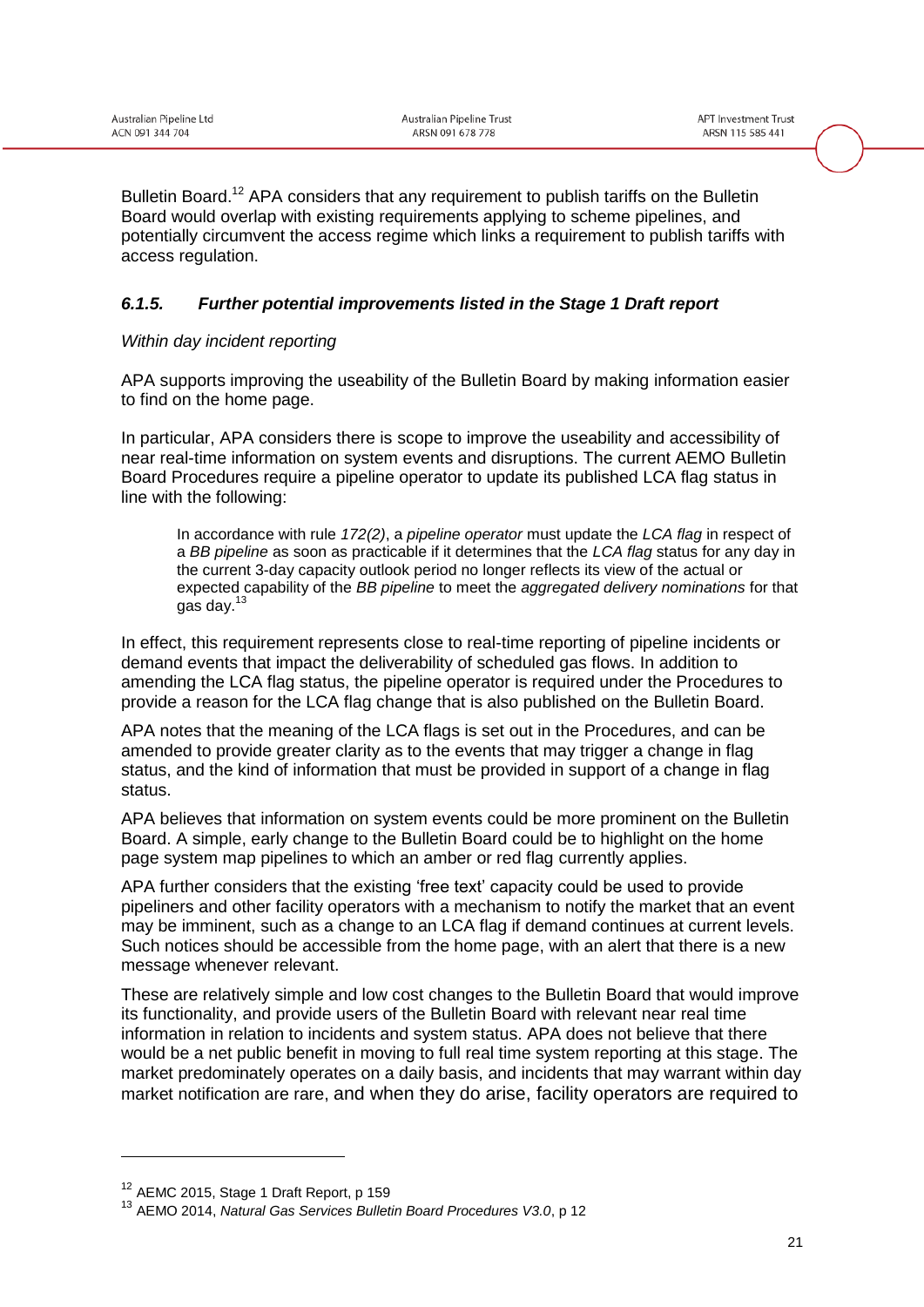Bulletin Board.[12] APA considers that any requirement to publish tariffs on the Bulletin Board would overlap with existing requirements applying to scheme pipelines, and potentially circumvent the access regime which links a requirement to publish tariffs with access regulation.

### *6.1.5. Further potential improvements listed in the Stage 1 Draft report*

*Within day incident reporting*

APA supports improving the useability of the Bulletin Board by making information easier to find on the home page.

In particular, APA considers there is scope to improve the useability and accessibility of near real-time information on system events and disruptions. The current AEMO Bulletin Board Procedures require a pipeline operator to update its published LCA flag status in line with the following:

> In accordance with rule *172(2)*, a *pipeline operator* must update the *LCA flag* in respect of a *BB pipeline* as soon as practicable if it determines that the *LCA flag* status for any day in the current 3-day capacity outlook period no longer reflects its view of the actual or expected capability of the *BB pipeline* to meet the *aggregated delivery nominations* for that gas day.[13]

In effect, this requirement represents close to real-time reporting of pipeline incidents or demand events that impact the deliverability of scheduled gas flows. In addition to amending the LCA flag status, the pipeline operator is required under the Procedures to provide a reason for the LCA flag change that is also published on the Bulletin Board.

APA notes that the meaning of the LCA flags is set out in the Procedures, and can be amended to provide greater clarity as to the events that may trigger a change in flag status, and the kind of information that must be provided in support of a change in flag status.

APA believes that information on system events could be more prominent on the Bulletin Board. A simple, early change to the Bulletin Board could be to highlight on the home page system map pipelines to which an amber or red flag currently applies.

APA further considers that the existing 'free text' capacity could be used to provide pipeliners and other facility operators with a mechanism to notify the market that an event may be imminent, such as a change to an LCA flag if demand continues at current levels. Such notices should be accessible from the home page, with an alert that there is a new message whenever relevant.

These are relatively simple and low cost changes to the Bulletin Board that would improve its functionality, and provide users of the Bulletin Board with relevant near real time information in relation to incidents and system status. APA does not believe that there would be a net public benefit in moving to full real time system reporting at this stage. The market predominately operates on a daily basis, and incidents that may warrant within day market notification are rare, and when they do arise, facility operators are required to

---

[12] AEMC 2015, Stage 1 Draft Report, p 159

[13] AEMO 2014, *Natural Gas Services Bulletin Board Procedures V3.0*, p 12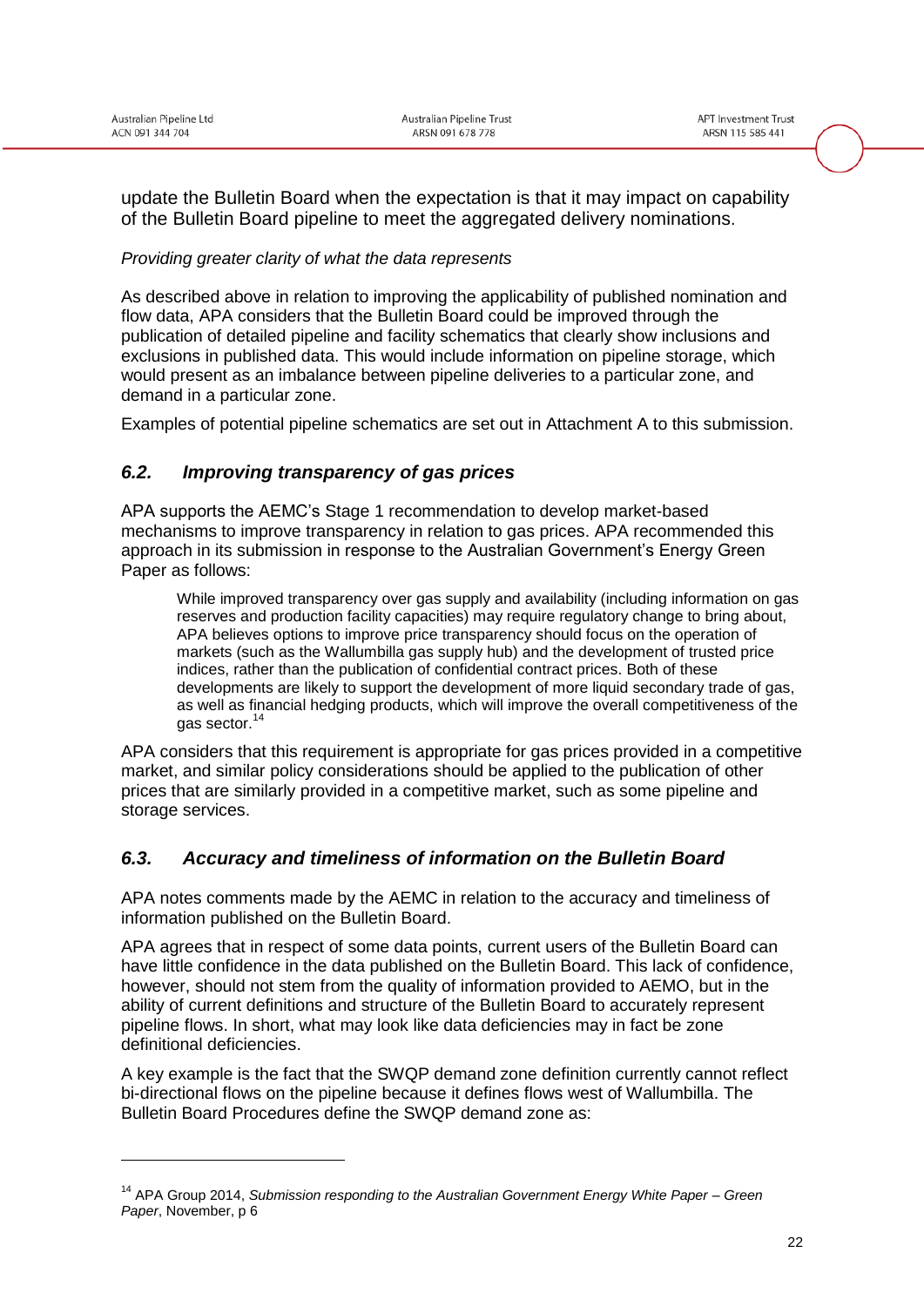update the Bulletin Board when the expectation is that it may impact on capability of the Bulletin Board pipeline to meet the aggregated delivery nominations.

*Providing greater clarity of what the data represents*

As described above in relation to improving the applicability of published nomination and flow data, APA considers that the Bulletin Board could be improved through the publication of detailed pipeline and facility schematics that clearly show inclusions and exclusions in published data. This would include information on pipeline storage, which would present as an imbalance between pipeline deliveries to a particular zone, and demand in a particular zone.

Examples of potential pipeline schematics are set out in Attachment A to this submission.

### *6.2. Improving transparency of gas prices*

APA supports the AEMC's Stage 1 recommendation to develop market-based mechanisms to improve transparency in relation to gas prices. APA recommended this approach in its submission in response to the Australian Government's Energy Green Paper as follows:

> While improved transparency over gas supply and availability (including information on gas reserves and production facility capacities) may require regulatory change to bring about, APA believes options to improve price transparency should focus on the operation of markets (such as the Wallumbilla gas supply hub) and the development of trusted price indices, rather than the publication of confidential contract prices. Both of these developments are likely to support the development of more liquid secondary trade of gas, as well as financial hedging products, which will improve the overall competitiveness of the gas sector.[14]

APA considers that this requirement is appropriate for gas prices provided in a competitive market, and similar policy considerations should be applied to the publication of other prices that are similarly provided in a competitive market, such as some pipeline and storage services.

### *6.3. Accuracy and timeliness of information on the Bulletin Board*

APA notes comments made by the AEMC in relation to the accuracy and timeliness of information published on the Bulletin Board.

APA agrees that in respect of some data points, current users of the Bulletin Board can have little confidence in the data published on the Bulletin Board. This lack of confidence, however, should not stem from the quality of information provided to AEMO, but in the ability of current definitions and structure of the Bulletin Board to accurately represent pipeline flows. In short, what may look like data deficiencies may in fact be zone definitional deficiencies.

A key example is the fact that the SWQP demand zone definition currently cannot reflect bi-directional flows on the pipeline because it defines flows west of Wallumbilla. The Bulletin Board Procedures define the SWQP demand zone as:

---

[14] APA Group 2014, *Submission responding to the Australian Government Energy White Paper – Green Paper*, November, p 6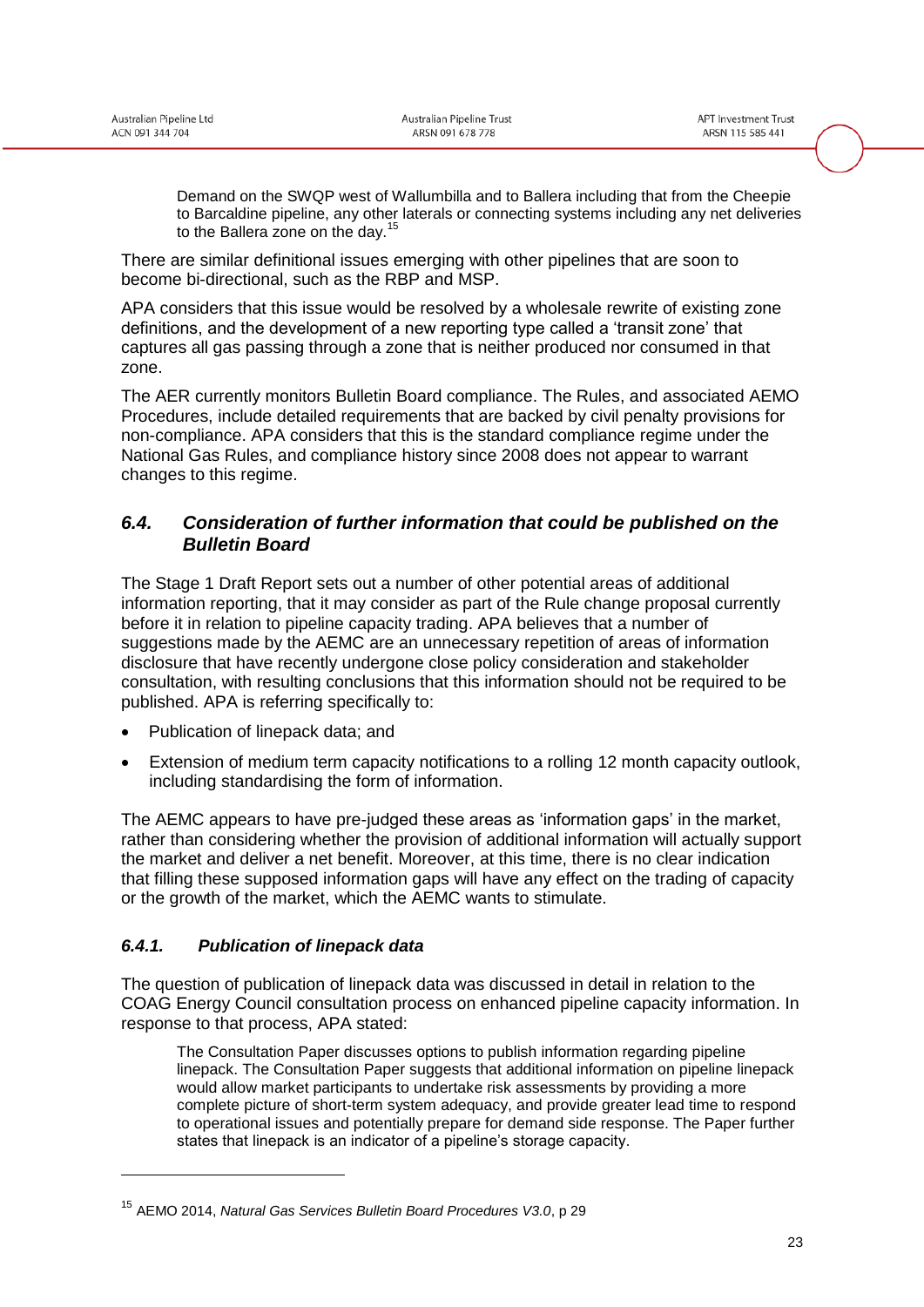> Demand on the SWQP west of Wallumbilla and to Ballera including that from the Cheepie to Barcaldine pipeline, any other laterals or connecting systems including any net deliveries to the Ballera zone on the day.[15]

There are similar definitional issues emerging with other pipelines that are soon to become bi-directional, such as the RBP and MSP.

APA considers that this issue would be resolved by a wholesale rewrite of existing zone definitions, and the development of a new reporting type called a 'transit zone' that captures all gas passing through a zone that is neither produced nor consumed in that zone.

The AER currently monitors Bulletin Board compliance. The Rules, and associated AEMO Procedures, include detailed requirements that are backed by civil penalty provisions for non-compliance. APA considers that this is the standard compliance regime under the National Gas Rules, and compliance history since 2008 does not appear to warrant changes to this regime.

## *6.4. Consideration of further information that could be published on the Bulletin Board*

The Stage 1 Draft Report sets out a number of other potential areas of additional information reporting, that it may consider as part of the Rule change proposal currently before it in relation to pipeline capacity trading. APA believes that a number of suggestions made by the AEMC are an unnecessary repetition of areas of information disclosure that have recently undergone close policy consideration and stakeholder consultation, with resulting conclusions that this information should not be required to be published. APA is referring specifically to:

- Publication of linepack data; and
- Extension of medium term capacity notifications to a rolling 12 month capacity outlook, including standardising the form of information.

The AEMC appears to have pre-judged these areas as 'information gaps' in the market, rather than considering whether the provision of additional information will actually support the market and deliver a net benefit. Moreover, at this time, there is no clear indication that filling these supposed information gaps will have any effect on the trading of capacity or the growth of the market, which the AEMC wants to stimulate.

### *6.4.1. Publication of linepack data*

The question of publication of linepack data was discussed in detail in relation to the COAG Energy Council consultation process on enhanced pipeline capacity information. In response to that process, APA stated:

> The Consultation Paper discusses options to publish information regarding pipeline linepack. The Consultation Paper suggests that additional information on pipeline linepack would allow market participants to undertake risk assessments by providing a more complete picture of short-term system adequacy, and provide greater lead time to respond to operational issues and potentially prepare for demand side response. The Paper further states that linepack is an indicator of a pipeline's storage capacity.

---

[15] AEMO 2014, *Natural Gas Services Bulletin Board Procedures V3.0*, p 29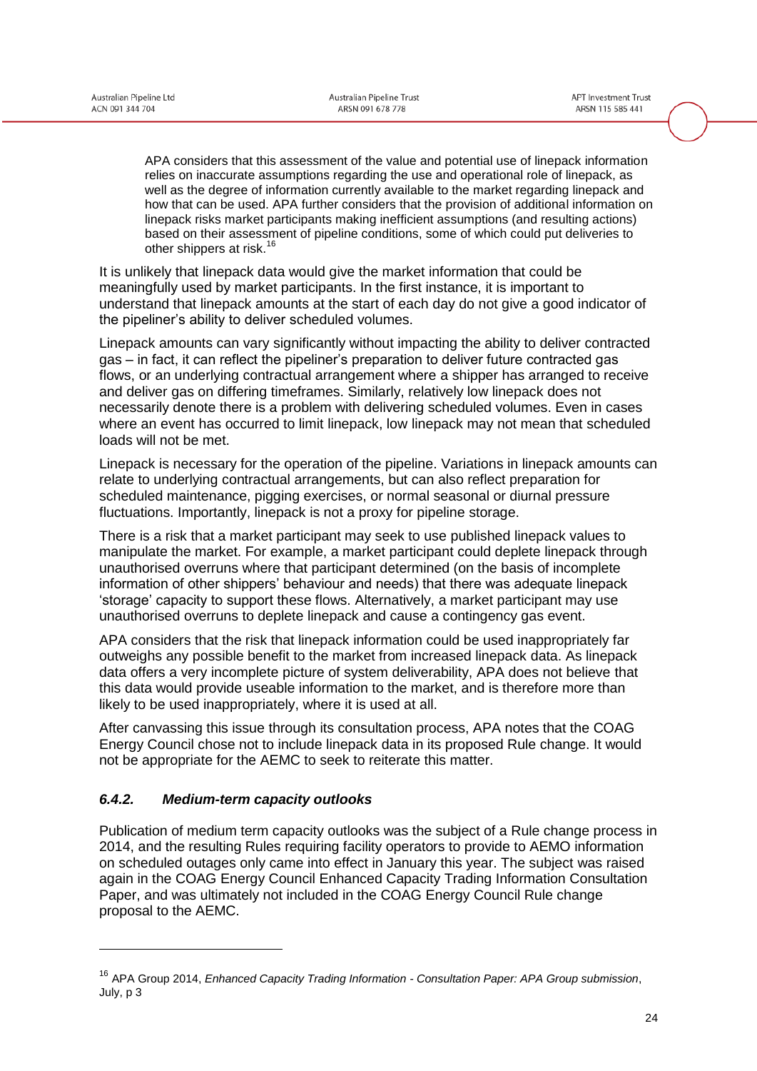> APA considers that this assessment of the value and potential use of linepack information relies on inaccurate assumptions regarding the use and operational role of linepack, as well as the degree of information currently available to the market regarding linepack and how that can be used. APA further considers that the provision of additional information on linepack risks market participants making inefficient assumptions (and resulting actions) based on their assessment of pipeline conditions, some of which could put deliveries to other shippers at risk.[16]

It is unlikely that linepack data would give the market information that could be meaningfully used by market participants. In the first instance, it is important to understand that linepack amounts at the start of each day do not give a good indicator of the pipeliner's ability to deliver scheduled volumes.

Linepack amounts can vary significantly without impacting the ability to deliver contracted gas – in fact, it can reflect the pipeliner's preparation to deliver future contracted gas flows, or an underlying contractual arrangement where a shipper has arranged to receive and deliver gas on differing timeframes. Similarly, relatively low linepack does not necessarily denote there is a problem with delivering scheduled volumes. Even in cases where an event has occurred to limit linepack, low linepack may not mean that scheduled loads will not be met.

Linepack is necessary for the operation of the pipeline. Variations in linepack amounts can relate to underlying contractual arrangements, but can also reflect preparation for scheduled maintenance, pigging exercises, or normal seasonal or diurnal pressure fluctuations. Importantly, linepack is not a proxy for pipeline storage.

There is a risk that a market participant may seek to use published linepack values to manipulate the market. For example, a market participant could deplete linepack through unauthorised overruns where that participant determined (on the basis of incomplete information of other shippers' behaviour and needs) that there was adequate linepack 'storage' capacity to support these flows. Alternatively, a market participant may use unauthorised overruns to deplete linepack and cause a contingency gas event.

APA considers that the risk that linepack information could be used inappropriately far outweighs any possible benefit to the market from increased linepack data. As linepack data offers a very incomplete picture of system deliverability, APA does not believe that this data would provide useable information to the market, and is therefore more than likely to be used inappropriately, where it is used at all.

After canvassing this issue through its consultation process, APA notes that the COAG Energy Council chose not to include linepack data in its proposed Rule change. It would not be appropriate for the AEMC to seek to reiterate this matter.

#### *6.4.2. Medium-term capacity outlooks*

Publication of medium term capacity outlooks was the subject of a Rule change process in 2014, and the resulting Rules requiring facility operators to provide to AEMO information on scheduled outages only came into effect in January this year. The subject was raised again in the COAG Energy Council Enhanced Capacity Trading Information Consultation Paper, and was ultimately not included in the COAG Energy Council Rule change proposal to the AEMC.

---

[16] APA Group 2014, *Enhanced Capacity Trading Information - Consultation Paper: APA Group submission*, July, p 3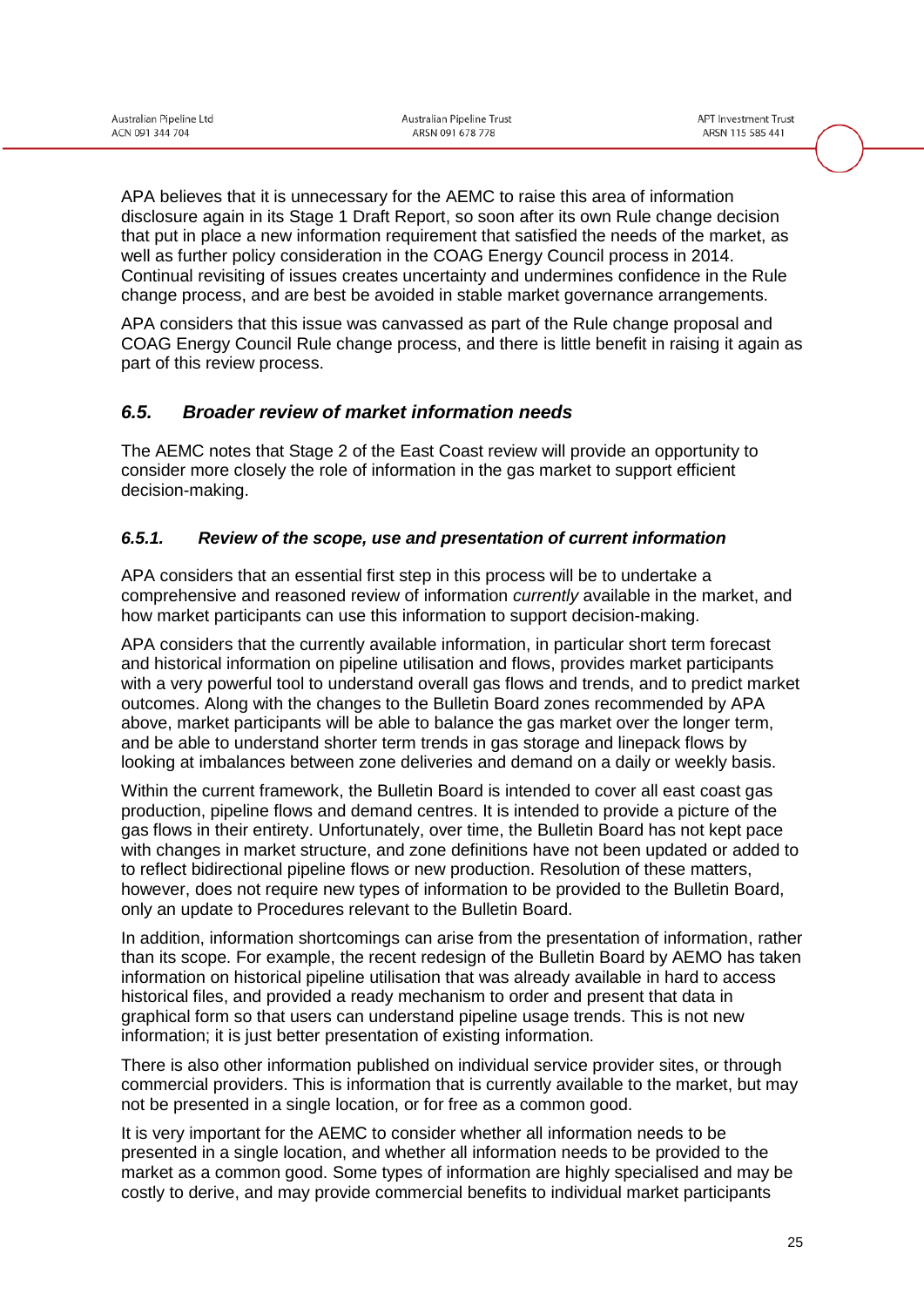APA believes that it is unnecessary for the AEMC to raise this area of information disclosure again in its Stage 1 Draft Report, so soon after its own Rule change decision that put in place a new information requirement that satisfied the needs of the market, as well as further policy consideration in the COAG Energy Council process in 2014. Continual revisiting of issues creates uncertainty and undermines confidence in the Rule change process, and are best be avoided in stable market governance arrangements.

APA considers that this issue was canvassed as part of the Rule change proposal and COAG Energy Council Rule change process, and there is little benefit in raising it again as part of this review process.

### *6.5. Broader review of market information needs*

The AEMC notes that Stage 2 of the East Coast review will provide an opportunity to consider more closely the role of information in the gas market to support efficient decision-making.

#### *6.5.1. Review of the scope, use and presentation of current information*

APA considers that an essential first step in this process will be to undertake a comprehensive and reasoned review of information *currently* available in the market, and how market participants can use this information to support decision-making.

APA considers that the currently available information, in particular short term forecast and historical information on pipeline utilisation and flows, provides market participants with a very powerful tool to understand overall gas flows and trends, and to predict market outcomes. Along with the changes to the Bulletin Board zones recommended by APA above, market participants will be able to balance the gas market over the longer term, and be able to understand shorter term trends in gas storage and linepack flows by looking at imbalances between zone deliveries and demand on a daily or weekly basis.

Within the current framework, the Bulletin Board is intended to cover all east coast gas production, pipeline flows and demand centres. It is intended to provide a picture of the gas flows in their entirety. Unfortunately, over time, the Bulletin Board has not kept pace with changes in market structure, and zone definitions have not been updated or added to to reflect bidirectional pipeline flows or new production. Resolution of these matters, however, does not require new types of information to be provided to the Bulletin Board, only an update to Procedures relevant to the Bulletin Board.

In addition, information shortcomings can arise from the presentation of information, rather than its scope. For example, the recent redesign of the Bulletin Board by AEMO has taken information on historical pipeline utilisation that was already available in hard to access historical files, and provided a ready mechanism to order and present that data in graphical form so that users can understand pipeline usage trends. This is not new information; it is just better presentation of existing information.

There is also other information published on individual service provider sites, or through commercial providers. This is information that is currently available to the market, but may not be presented in a single location, or for free as a common good.

It is very important for the AEMC to consider whether all information needs to be presented in a single location, and whether all information needs to be provided to the market as a common good. Some types of information are highly specialised and may be costly to derive, and may provide commercial benefits to individual market participants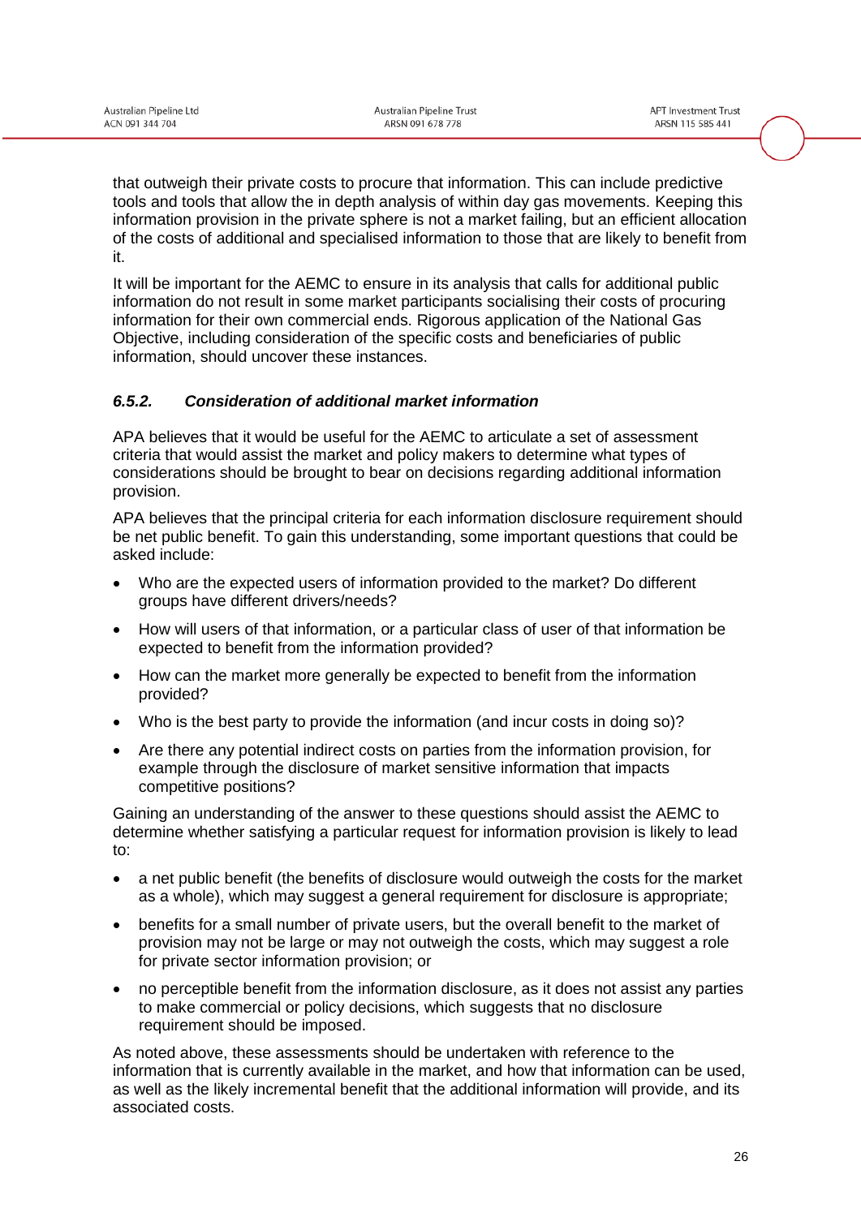that outweigh their private costs to procure that information. This can include predictive tools and tools that allow the in depth analysis of within day gas movements. Keeping this information provision in the private sphere is not a market failing, but an efficient allocation of the costs of additional and specialised information to those that are likely to benefit from it.

It will be important for the AEMC to ensure in its analysis that calls for additional public information do not result in some market participants socialising their costs of procuring information for their own commercial ends. Rigorous application of the National Gas Objective, including consideration of the specific costs and beneficiaries of public information, should uncover these instances.

#### *6.5.2. Consideration of additional market information*

APA believes that it would be useful for the AEMC to articulate a set of assessment criteria that would assist the market and policy makers to determine what types of considerations should be brought to bear on decisions regarding additional information provision.

APA believes that the principal criteria for each information disclosure requirement should be net public benefit. To gain this understanding, some important questions that could be asked include:

- Who are the expected users of information provided to the market? Do different groups have different drivers/needs?
- How will users of that information, or a particular class of user of that information be expected to benefit from the information provided?
- How can the market more generally be expected to benefit from the information provided?
- Who is the best party to provide the information (and incur costs in doing so)?
- Are there any potential indirect costs on parties from the information provision, for example through the disclosure of market sensitive information that impacts competitive positions?

Gaining an understanding of the answer to these questions should assist the AEMC to determine whether satisfying a particular request for information provision is likely to lead to:

- a net public benefit (the benefits of disclosure would outweigh the costs for the market as a whole), which may suggest a general requirement for disclosure is appropriate;
- benefits for a small number of private users, but the overall benefit to the market of provision may not be large or may not outweigh the costs, which may suggest a role for private sector information provision; or
- no perceptible benefit from the information disclosure, as it does not assist any parties to make commercial or policy decisions, which suggests that no disclosure requirement should be imposed.

As noted above, these assessments should be undertaken with reference to the information that is currently available in the market, and how that information can be used, as well as the likely incremental benefit that the additional information will provide, and its associated costs.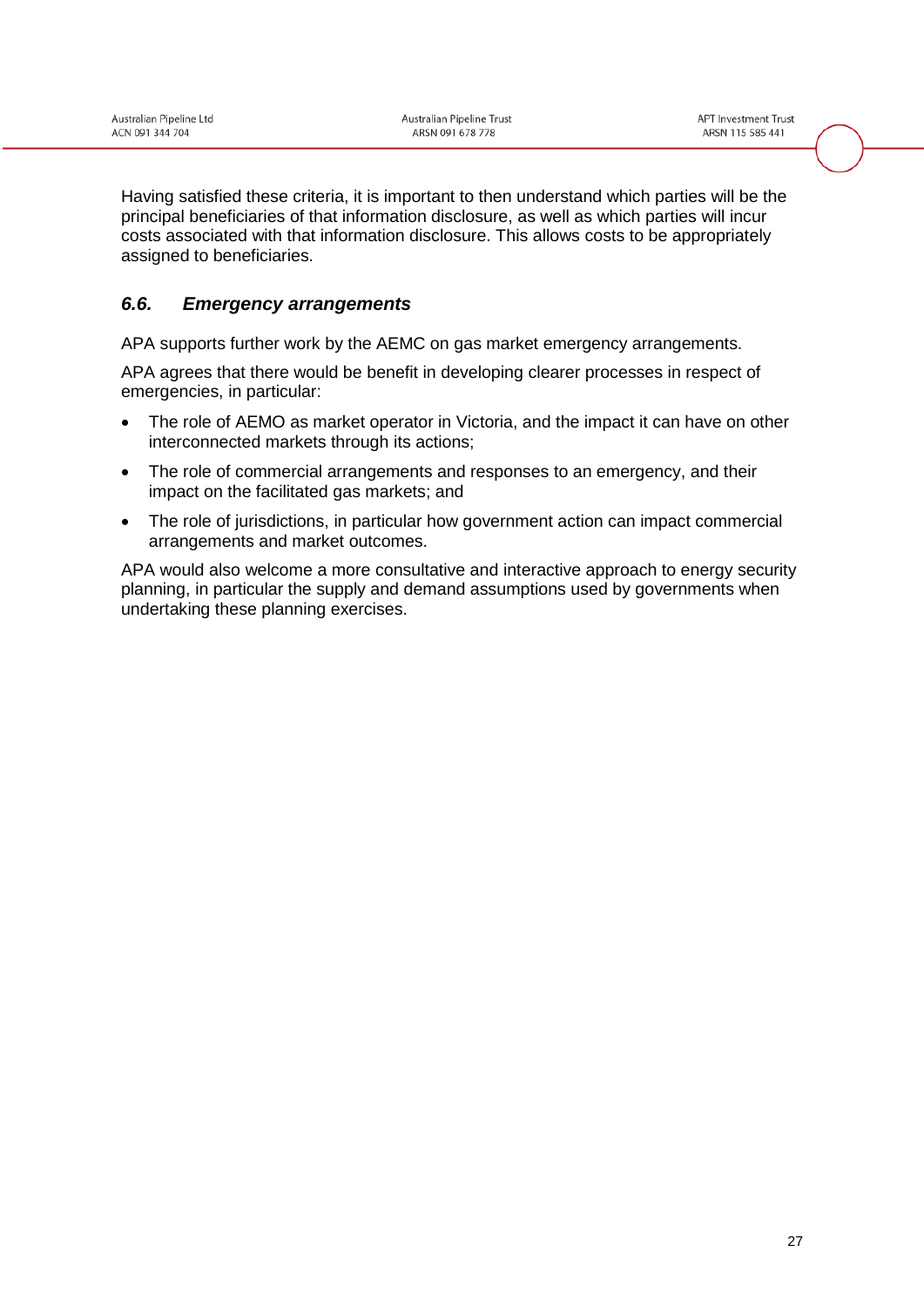Having satisfied these criteria, it is important to then understand which parties will be the principal beneficiaries of that information disclosure, as well as which parties will incur costs associated with that information disclosure. This allows costs to be appropriately assigned to beneficiaries.

### *6.6. Emergency arrangements*

APA supports further work by the AEMC on gas market emergency arrangements.

APA agrees that there would be benefit in developing clearer processes in respect of emergencies, in particular:

- The role of AEMO as market operator in Victoria, and the impact it can have on other interconnected markets through its actions;
- The role of commercial arrangements and responses to an emergency, and their impact on the facilitated gas markets; and
- The role of jurisdictions, in particular how government action can impact commercial arrangements and market outcomes.

APA would also welcome a more consultative and interactive approach to energy security planning, in particular the supply and demand assumptions used by governments when undertaking these planning exercises.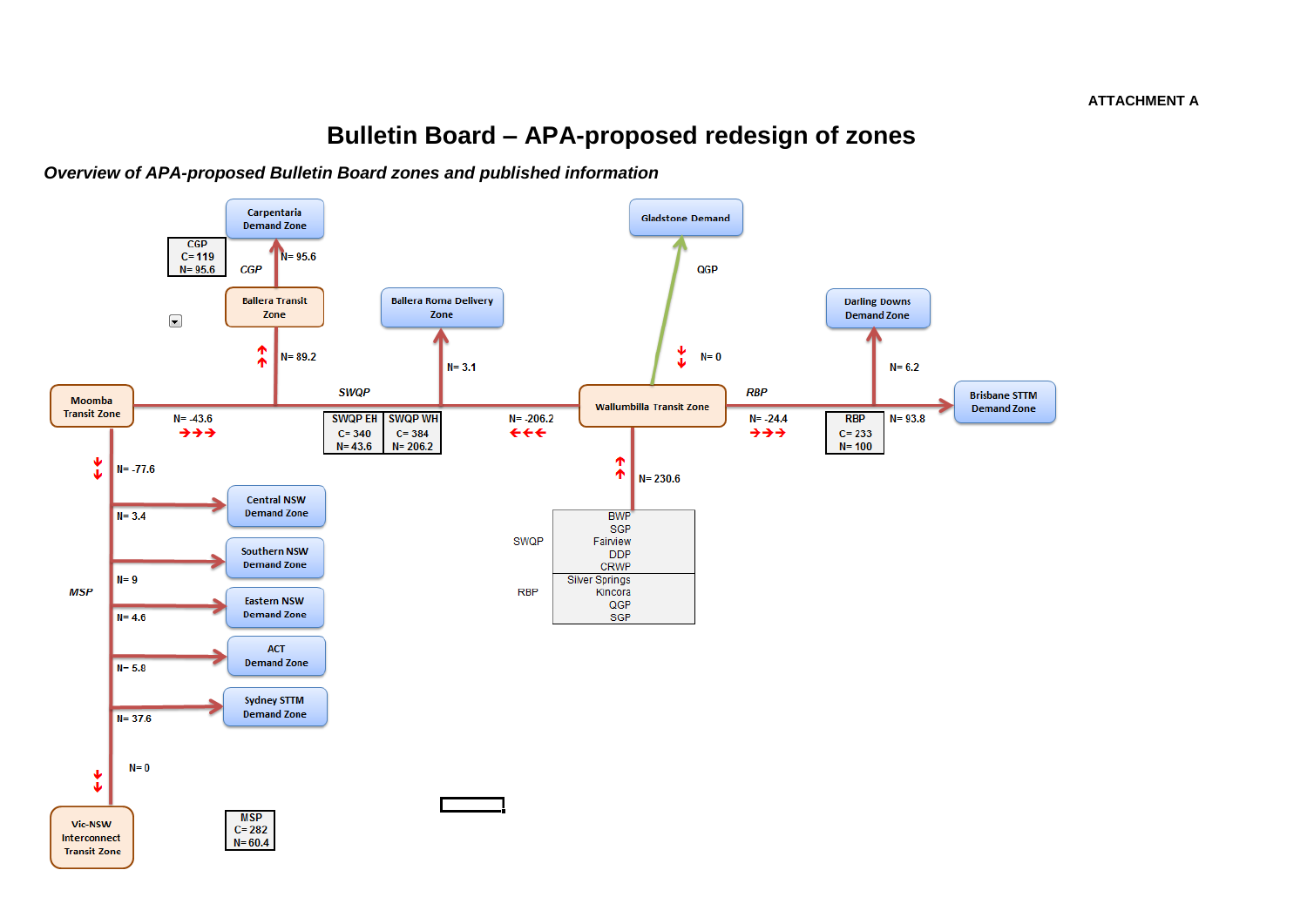ATTACHMENT A

# Bulletin Board – APA-proposed redesign of zones

***Overview of APA-proposed Bulletin Board zones and published information***

Carpentaria Demand Zone

| CGP |
|---|
| C= 119 |
| N= 95.6 |

N= 95.6

CGP

Ballera Transit Zone

N= 89.2

Ballera Roma Delivery Zone

N= 3.1

Gladstone Demand

QGP

N= 0

Darling Downs Demand Zone

N= 6.2

Moomba Transit Zone

SWQP

N= -43.6

| SWQP EH | SWQP WH |
|---|---|
| C= 340 | C= 384 |
| N= 43.6 | N= 206.2 |

N= -206.2

Wallumbilla Transit Zone

RBP

N= -24.4

| RBP |
|---|
| C= 233 |
| N= 100 |

N= 93.8

Brisbane STTM Demand Zone

N= 230.6

| | |
|---|---|
| SWQP | BWP<br>SGP<br>Fairview<br>DDP<br>CRWP |
| RBP | Silver Springs<br>Kincora<br>QGP<br>SGP |

N= -77.6

N= 3.4 — Central NSW Demand Zone

N= 9 — Southern NSW Demand Zone

MSP

N= 4.6 — Eastern NSW Demand Zone

N= 5.8 — ACT Demand Zone

N= 37.6 — Sydney STTM Demand Zone

N= 0

Vic-NSW Interconnect Transit Zone

| MSP |
|---|
| C= 282 |
| N= 60.4 |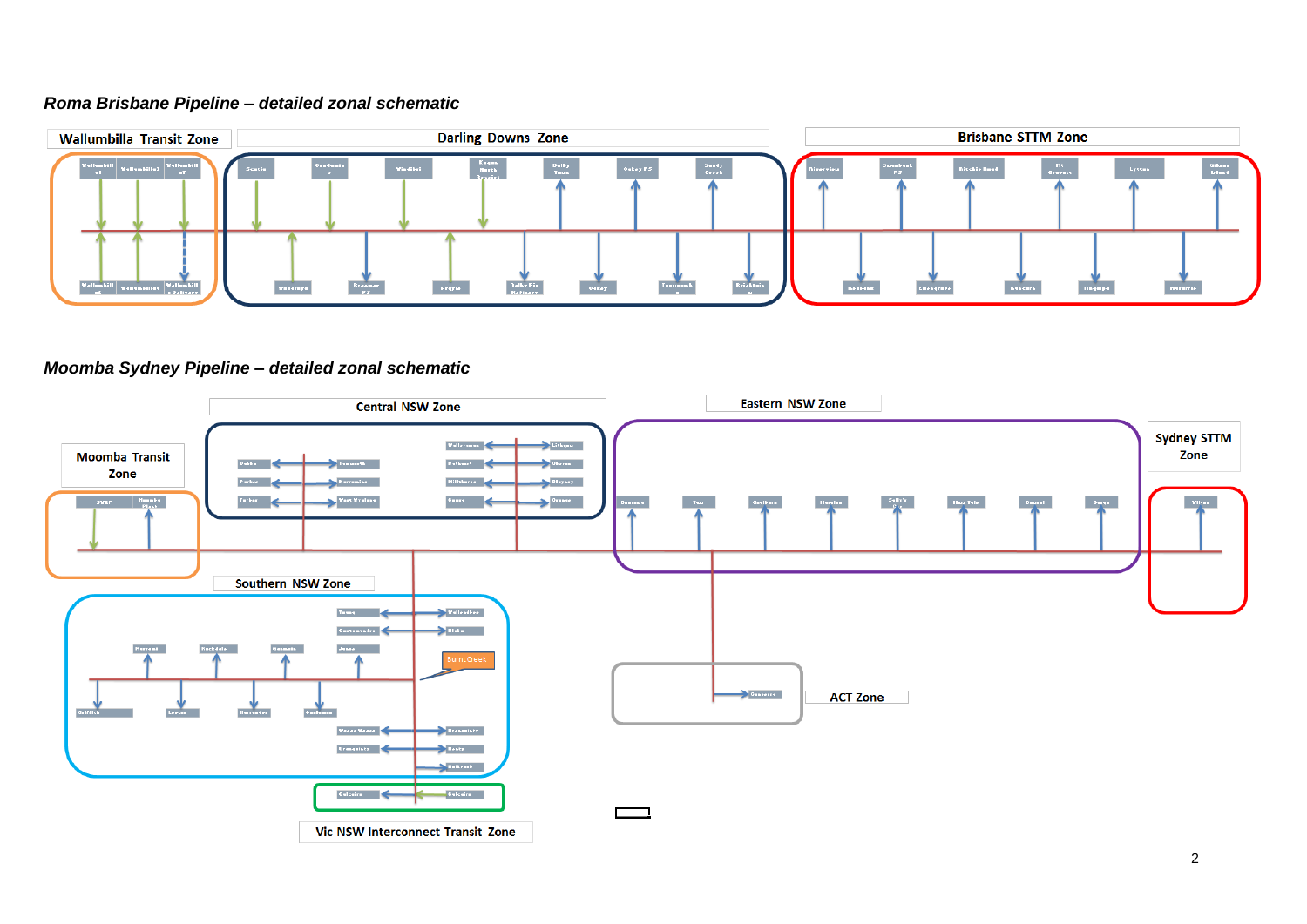*Roma Brisbane Pipeline – detailed zonal schematic*

Wallumbilla Transit Zone

Darling Downs Zone

Brisbane STTM Zone

*Moomba Sydney Pipeline – detailed zonal schematic*

Central NSW Zone

Eastern NSW Zone

Sydney STTM Zone

Moomba Transit Zone

Southern NSW Zone

ACT Zone

Vic NSW Interconnect Transit Zone